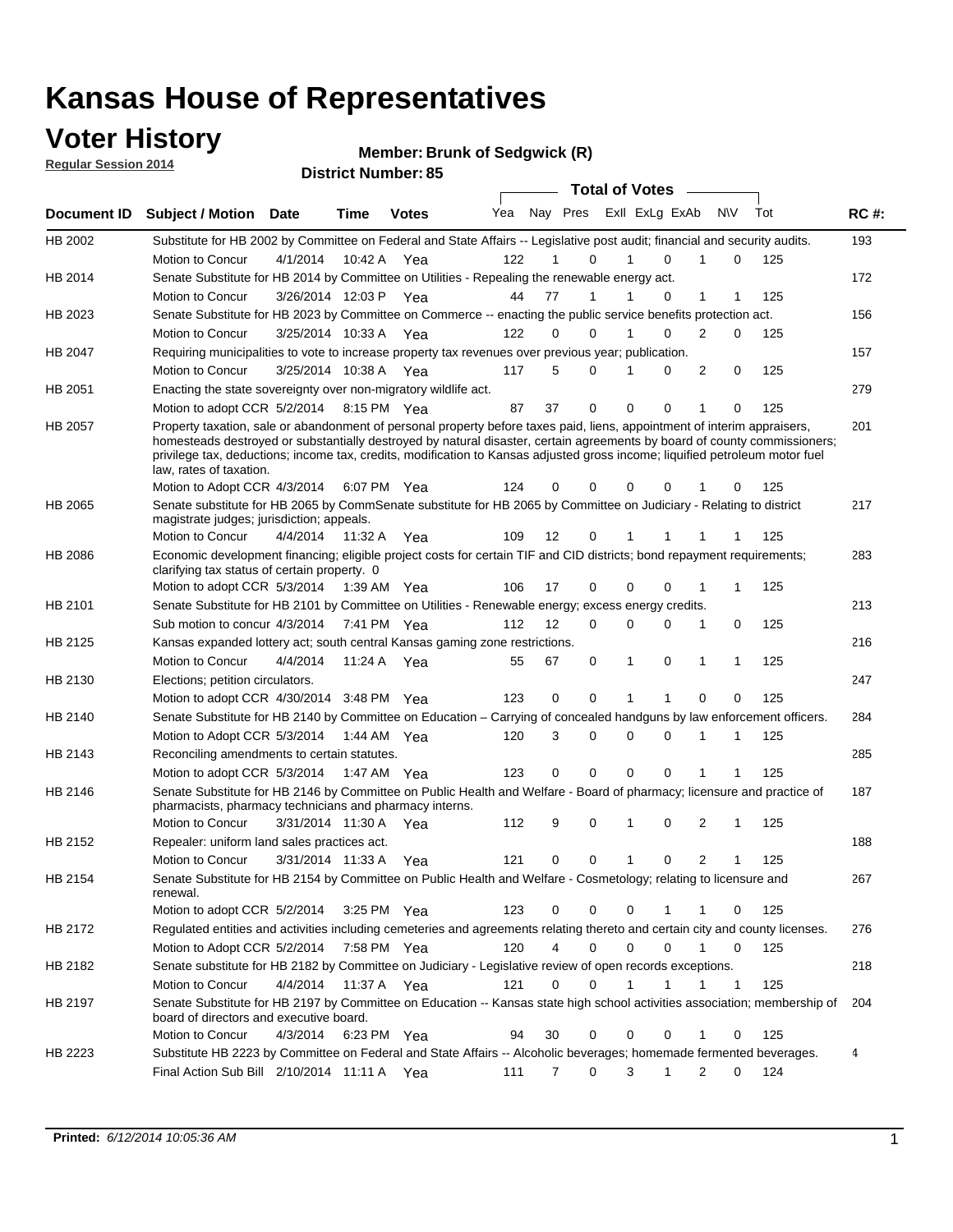# Kansas House of Representatives

## Voter History

**Regular Session 2014**

**Member: Brunk of Sedgwick (R)**

**District Number: 85**

| Document ID | Subject / Motion | Date | Time | Votes | Yea | Nay | Pres | ExII | ExLg | ExAb | N\V | Tot | RC #: |
|---|---|---|---|---|---|---|---|---|---|---|---|---|---|
| HB 2002 | Substitute for HB 2002 by Committee on Federal and State Affairs -- Legislative post audit; financial and security audits. | | | | | | | | | | | | 193 |
| | Motion to Concur | 4/1/2014 | 10:42 A | Yea | 122 | 1 | 0 | 1 | 0 | 1 | 0 | 125 | |
| HB 2014 | Senate Substitute for HB 2014 by Committee on Utilities - Repealing the renewable energy act. | | | | | | | | | | | | 172 |
| | Motion to Concur | 3/26/2014 | 12:03 P | Yea | 44 | 77 | 1 | 1 | 0 | 1 | 1 | 125 | |
| HB 2023 | Senate Substitute for HB 2023 by Committee on Commerce -- enacting the public service benefits protection act. | | | | | | | | | | | | 156 |
| | Motion to Concur | 3/25/2014 | 10:33 A | Yea | 122 | 0 | 0 | 1 | 0 | 2 | 0 | 125 | |
| HB 2047 | Requiring municipalities to vote to increase property tax revenues over previous year; publication. | | | | | | | | | | | | 157 |
| | Motion to Concur | 3/25/2014 | 10:38 A | Yea | 117 | 5 | 0 | 1 | 0 | 2 | 0 | 125 | |
| HB 2051 | Enacting the state sovereignty over non-migratory wildlife act. | | | | | | | | | | | | 279 |
| | Motion to adopt CCR | 5/2/2014 | 8:15 PM | Yea | 87 | 37 | 0 | 0 | 0 | 1 | 0 | 125 | |
| HB 2057 | Property taxation, sale or abandonment of personal property before taxes paid, liens, appointment of interim appraisers, homesteads destroyed or substantially destroyed by natural disaster, certain agreements by board of county commissioners; privilege tax, deductions; income tax, credits, modification to Kansas adjusted gross income; liquified petroleum motor fuel law, rates of taxation. | | | | | | | | | | | | 201 |
| | Motion to Adopt CCR | 4/3/2014 | 6:07 PM | Yea | 124 | 0 | 0 | 0 | 0 | 1 | 0 | 125 | |
| HB 2065 | Senate substitute for HB 2065 by CommSenate substitute for HB 2065 by Committee on Judiciary - Relating to district magistrate judges; jurisdiction; appeals. | | | | | | | | | | | | 217 |
| | Motion to Concur | 4/4/2014 | 11:32 A | Yea | 109 | 12 | 0 | 1 | 1 | 1 | 1 | 125 | |
| HB 2086 | Economic development financing; eligible project costs for certain TIF and CID districts; bond repayment requirements; clarifying tax status of certain property. 0 | | | | | | | | | | | | 283 |
| | Motion to adopt CCR | 5/3/2014 | 1:39 AM | Yea | 106 | 17 | 0 | 0 | 0 | 1 | 1 | 125 | |
| HB 2101 | Senate Substitute for HB 2101 by Committee on Utilities - Renewable energy; excess energy credits. | | | | | | | | | | | | 213 |
| | Sub motion to concur | 4/3/2014 | 7:41 PM | Yea | 112 | 12 | 0 | 0 | 0 | 1 | 0 | 125 | |
| HB 2125 | Kansas expanded lottery act; south central Kansas gaming zone restrictions. | | | | | | | | | | | | 216 |
| | Motion to Concur | 4/4/2014 | 11:24 A | Yea | 55 | 67 | 0 | 1 | 0 | 1 | 1 | 125 | |
| HB 2130 | Elections; petition circulators. | | | | | | | | | | | | 247 |
| | Motion to adopt CCR | 4/30/2014 | 3:48 PM | Yea | 123 | 0 | 0 | 1 | 1 | 0 | 0 | 125 | |
| HB 2140 | Senate Substitute for HB 2140 by Committee on Education – Carrying of concealed handguns by law enforcement officers. | | | | | | | | | | | | 284 |
| | Motion to Adopt CCR | 5/3/2014 | 1:44 AM | Yea | 120 | 3 | 0 | 0 | 0 | 1 | 1 | 125 | |
| HB 2143 | Reconciling amendments to certain statutes. | | | | | | | | | | | | 285 |
| | Motion to adopt CCR | 5/3/2014 | 1:47 AM | Yea | 123 | 0 | 0 | 0 | 0 | 1 | 1 | 125 | |
| HB 2146 | Senate Substitute for HB 2146 by Committee on Public Health and Welfare - Board of pharmacy; licensure and practice of pharmacists, pharmacy technicians and pharmacy interns. | | | | | | | | | | | | 187 |
| | Motion to Concur | 3/31/2014 | 11:30 A | Yea | 112 | 9 | 0 | 1 | 0 | 2 | 1 | 125 | |
| HB 2152 | Repealer: uniform land sales practices act. | | | | | | | | | | | | 188 |
| | Motion to Concur | 3/31/2014 | 11:33 A | Yea | 121 | 0 | 0 | 1 | 0 | 2 | 1 | 125 | |
| HB 2154 | Senate Substitute for HB 2154 by Committee on Public Health and Welfare - Cosmetology; relating to licensure and renewal. | | | | | | | | | | | | 267 |
| | Motion to adopt CCR | 5/2/2014 | 3:25 PM | Yea | 123 | 0 | 0 | 0 | 1 | 1 | 0 | 125 | |
| HB 2172 | Regulated entities and activities including cemeteries and agreements relating thereto and certain city and county licenses. | | | | | | | | | | | | 276 |
| | Motion to Adopt CCR | 5/2/2014 | 7:58 PM | Yea | 120 | 4 | 0 | 0 | 0 | 1 | 0 | 125 | |
| HB 2182 | Senate substitute for HB 2182 by Committee on Judiciary - Legislative review of open records exceptions. | | | | | | | | | | | | 218 |
| | Motion to Concur | 4/4/2014 | 11:37 A | Yea | 121 | 0 | 0 | 1 | 1 | 1 | 1 | 125 | |
| HB 2197 | Senate Substitute for HB 2197 by Committee on Education -- Kansas state high school activities association; membership of board of directors and executive board. | | | | | | | | | | | | 204 |
| | Motion to Concur | 4/3/2014 | 6:23 PM | Yea | 94 | 30 | 0 | 0 | 0 | 1 | 0 | 125 | |
| HB 2223 | Substitute HB 2223 by Committee on Federal and State Affairs -- Alcoholic beverages; homemade fermented beverages. | | | | | | | | | | | | 4 |
| | Final Action Sub Bill | 2/10/2014 | 11:11 A | Yea | 111 | 7 | 0 | 3 | 1 | 2 | 0 | 124 | |

**Printed:** *6/12/2014 10:05:36 AM*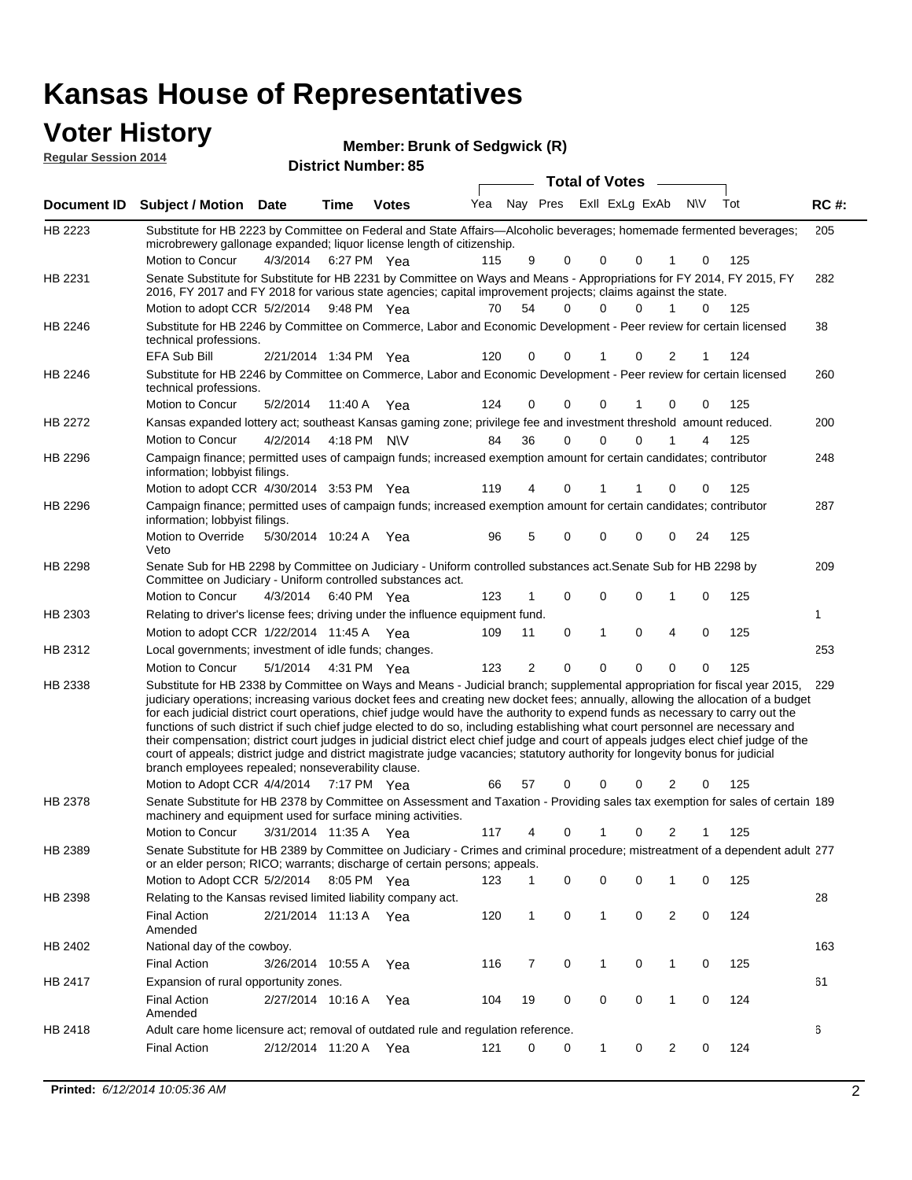# Kansas House of Representatives

## Voter History

**Regular Session 2014**

**Member: Brunk of Sedgwick (R)**

**District Number: 85**

| Document ID | Subject / Motion | Date | Time | Votes | Yea | Nay | Pres | ExII | ExLg | ExAb | N\V | Tot | RC #: |
|---|---|---|---|---|---|---|---|---|---|---|---|---|---|
| HB 2223 | Substitute for HB 2223 by Committee on Federal and State Affairs—Alcoholic beverages; homemade fermented beverages; microbrewery gallonage expanded; liquor license length of citizenship. | | | | | | | | | | | | 205 |
| | Motion to Concur | 4/3/2014 | 6:27 PM | Yea | 115 | 9 | 0 | 0 | 0 | 1 | 0 | 125 | |
| HB 2231 | Senate Substitute for Substitute for HB 2231 by Committee on Ways and Means - Appropriations for FY 2014, FY 2015, FY 2016, FY 2017 and FY 2018 for various state agencies; capital improvement projects; claims against the state. | | | | | | | | | | | | 282 |
| | Motion to adopt CCR | 5/2/2014 | 9:48 PM | Yea | 70 | 54 | 0 | 0 | 0 | 1 | 0 | 125 | |
| HB 2246 | Substitute for HB 2246 by Committee on Commerce, Labor and Economic Development - Peer review for certain licensed technical professions. | | | | | | | | | | | | 38 |
| | EFA Sub Bill | 2/21/2014 | 1:34 PM | Yea | 120 | 0 | 0 | 1 | 0 | 2 | 1 | 124 | |
| HB 2246 | Substitute for HB 2246 by Committee on Commerce, Labor and Economic Development - Peer review for certain licensed technical professions. | | | | | | | | | | | | 260 |
| | Motion to Concur | 5/2/2014 | 11:40 A | Yea | 124 | 0 | 0 | 0 | 1 | 0 | 0 | 125 | |
| HB 2272 | Kansas expanded lottery act; southeast Kansas gaming zone; privilege fee and investment threshold amount reduced. | | | | | | | | | | | | 200 |
| | Motion to Concur | 4/2/2014 | 4:18 PM | N\V | 84 | 36 | 0 | 0 | 0 | 1 | 4 | 125 | |
| HB 2296 | Campaign finance; permitted uses of campaign funds; increased exemption amount for certain candidates; contributor information; lobbyist filings. | | | | | | | | | | | | 248 |
| | Motion to adopt CCR | 4/30/2014 | 3:53 PM | Yea | 119 | 4 | 0 | 1 | 1 | 0 | 0 | 125 | |
| HB 2296 | Campaign finance; permitted uses of campaign funds; increased exemption amount for certain candidates; contributor information; lobbyist filings. | | | | | | | | | | | | 287 |
| | Motion to Override Veto | 5/30/2014 | 10:24 A | Yea | 96 | 5 | 0 | 0 | 0 | 0 | 24 | 125 | |
| HB 2298 | Senate Sub for HB 2298 by Committee on Judiciary - Uniform controlled substances act.Senate Sub for HB 2298 by Committee on Judiciary - Uniform controlled substances act. | | | | | | | | | | | | 209 |
| | Motion to Concur | 4/3/2014 | 6:40 PM | Yea | 123 | 1 | 0 | 0 | 0 | 1 | 0 | 125 | |
| HB 2303 | Relating to driver's license fees; driving under the influence equipment fund. | | | | | | | | | | | | 1 |
| | Motion to adopt CCR | 1/22/2014 | 11:45 A | Yea | 109 | 11 | 0 | 1 | 0 | 4 | 0 | 125 | |
| HB 2312 | Local governments; investment of idle funds; changes. | | | | | | | | | | | | 253 |
| | Motion to Concur | 5/1/2014 | 4:31 PM | Yea | 123 | 2 | 0 | 0 | 0 | 0 | 0 | 125 | |
| HB 2338 | Substitute for HB 2338 by Committee on Ways and Means - Judicial branch; supplemental appropriation for fiscal year 2015, judiciary operations; increasing various docket fees and creating new docket fees; annually, allowing the allocation of a budget for each judicial district court operations, chief judge would have the authority to expend funds as necessary to carry out the functions of such district if such chief judge elected to do so, including establishing what court personnel are necessary and their compensation; district court judges in judicial district elect chief judge and court of appeals judges elect chief judge of the court of appeals; district judge and district magistrate judge vacancies; statutory authority for longevity bonus for judicial branch employees repealed; nonseverability clause. | | | | | | | | | | | | 229 |
| | Motion to Adopt CCR | 4/4/2014 | 7:17 PM | Yea | 66 | 57 | 0 | 0 | 0 | 2 | 0 | 125 | |
| HB 2378 | Senate Substitute for HB 2378 by Committee on Assessment and Taxation - Providing sales tax exemption for sales of certain machinery and equipment used for surface mining activities. | | | | | | | | | | | | 189 |
| | Motion to Concur | 3/31/2014 | 11:35 A | Yea | 117 | 4 | 0 | 1 | 0 | 2 | 1 | 125 | |
| HB 2389 | Senate Substitute for HB 2389 by Committee on Judiciary - Crimes and criminal procedure; mistreatment of a dependent adult or an elder person; RICO; warrants; discharge of certain persons; appeals. | | | | | | | | | | | | 277 |
| | Motion to Adopt CCR | 5/2/2014 | 8:05 PM | Yea | 123 | 1 | 0 | 0 | 0 | 1 | 0 | 125 | |
| HB 2398 | Relating to the Kansas revised limited liability company act. | | | | | | | | | | | | 28 |
| | Final Action Amended | 2/21/2014 | 11:13 A | Yea | 120 | 1 | 0 | 1 | 0 | 2 | 0 | 124 | |
| HB 2402 | National day of the cowboy. | | | | | | | | | | | | 163 |
| | Final Action | 3/26/2014 | 10:55 A | Yea | 116 | 7 | 0 | 1 | 0 | 1 | 0 | 125 | |
| HB 2417 | Expansion of rural opportunity zones. | | | | | | | | | | | | 61 |
| | Final Action Amended | 2/27/2014 | 10:16 A | Yea | 104 | 19 | 0 | 0 | 0 | 1 | 0 | 124 | |
| HB 2418 | Adult care home licensure act; removal of outdated rule and regulation reference. | | | | | | | | | | | | 6 |
| | Final Action | 2/12/2014 | 11:20 A | Yea | 121 | 0 | 0 | 1 | 0 | 2 | 0 | 124 | |

**Printed:** *6/12/2014 10:05:36 AM*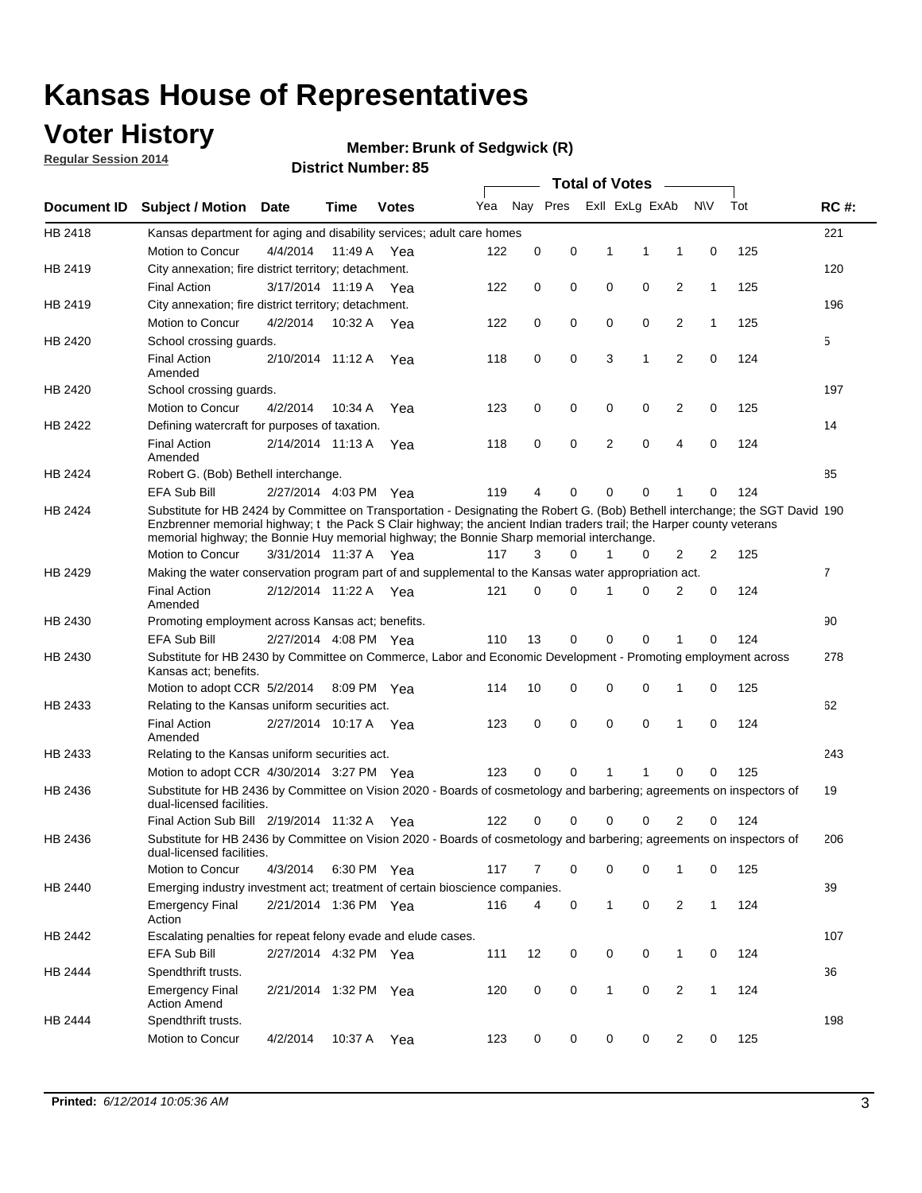# Kansas House of Representatives

## Voter History

**Regular Session 2014**

**Member: Brunk of Sedgwick (R)**

**District Number: 85**

| Document ID | Subject / Motion | Date | Time | Votes | Yea | Nay | Pres | ExII | ExLg | ExAb | N\V | Tot | RC #: |
|---|---|---|---|---|---|---|---|---|---|---|---|---|---|
| HB 2418 | Kansas department for aging and disability services; adult care homes | | | | | | | | | | | | 221 |
| | Motion to Concur | 4/4/2014 | 11:49 A | Yea | 122 | 0 | 0 | 1 | 1 | 1 | 0 | 125 | |
| HB 2419 | City annexation; fire district territory; detachment. | | | | | | | | | | | | 120 |
| | Final Action | 3/17/2014 | 11:19 A | Yea | 122 | 0 | 0 | 0 | 0 | 2 | 1 | 125 | |
| HB 2419 | City annexation; fire district territory; detachment. | | | | | | | | | | | | 196 |
| | Motion to Concur | 4/2/2014 | 10:32 A | Yea | 122 | 0 | 0 | 0 | 0 | 2 | 1 | 125 | |
| HB 2420 | School crossing guards. | | | | | | | | | | | | 5 |
| | Final Action Amended | 2/10/2014 | 11:12 A | Yea | 118 | 0 | 0 | 3 | 1 | 2 | 0 | 124 | |
| HB 2420 | School crossing guards. | | | | | | | | | | | | 197 |
| | Motion to Concur | 4/2/2014 | 10:34 A | Yea | 123 | 0 | 0 | 0 | 0 | 2 | 0 | 125 | |
| HB 2422 | Defining watercraft for purposes of taxation. | | | | | | | | | | | | 14 |
| | Final Action Amended | 2/14/2014 | 11:13 A | Yea | 118 | 0 | 0 | 2 | 0 | 4 | 0 | 124 | |
| HB 2424 | Robert G. (Bob) Bethell interchange. | | | | | | | | | | | | 85 |
| | EFA Sub Bill | 2/27/2014 | 4:03 PM | Yea | 119 | 4 | 0 | 0 | 0 | 1 | 0 | 124 | |
| HB 2424 | Substitute for HB 2424 by Committee on Transportation - Designating the Robert G. (Bob) Bethell interchange; the SGT David Enzbrenner memorial highway; t the Pack S Clair highway; the ancient Indian traders trail; the Harper county veterans memorial highway; the Bonnie Huy memorial highway; the Bonnie Sharp memorial interchange. | | | | | | | | | | | | 190 |
| | Motion to Concur | 3/31/2014 | 11:37 A | Yea | 117 | 3 | 0 | 1 | 0 | 2 | 2 | 125 | |
| HB 2429 | Making the water conservation program part of and supplemental to the Kansas water appropriation act. | | | | | | | | | | | | 7 |
| | Final Action Amended | 2/12/2014 | 11:22 A | Yea | 121 | 0 | 0 | 1 | 0 | 2 | 0 | 124 | |
| HB 2430 | Promoting employment across Kansas act; benefits. | | | | | | | | | | | | 90 |
| | EFA Sub Bill | 2/27/2014 | 4:08 PM | Yea | 110 | 13 | 0 | 0 | 0 | 1 | 0 | 124 | |
| HB 2430 | Substitute for HB 2430 by Committee on Commerce, Labor and Economic Development - Promoting employment across Kansas act; benefits. | | | | | | | | | | | | 278 |
| | Motion to adopt CCR | 5/2/2014 | 8:09 PM | Yea | 114 | 10 | 0 | 0 | 0 | 1 | 0 | 125 | |
| HB 2433 | Relating to the Kansas uniform securities act. | | | | | | | | | | | | 62 |
| | Final Action Amended | 2/27/2014 | 10:17 A | Yea | 123 | 0 | 0 | 0 | 0 | 1 | 0 | 124 | |
| HB 2433 | Relating to the Kansas uniform securities act. | | | | | | | | | | | | 243 |
| | Motion to adopt CCR | 4/30/2014 | 3:27 PM | Yea | 123 | 0 | 0 | 1 | 1 | 0 | 0 | 125 | |
| HB 2436 | Substitute for HB 2436 by Committee on Vision 2020 - Boards of cosmetology and barbering; agreements on inspectors of dual-licensed facilities. | | | | | | | | | | | | 19 |
| | Final Action Sub Bill | 2/19/2014 | 11:32 A | Yea | 122 | 0 | 0 | 0 | 0 | 2 | 0 | 124 | |
| HB 2436 | Substitute for HB 2436 by Committee on Vision 2020 - Boards of cosmetology and barbering; agreements on inspectors of dual-licensed facilities. | | | | | | | | | | | | 206 |
| | Motion to Concur | 4/3/2014 | 6:30 PM | Yea | 117 | 7 | 0 | 0 | 0 | 1 | 0 | 125 | |
| HB 2440 | Emerging industry investment act; treatment of certain bioscience companies. | | | | | | | | | | | | 39 |
| | Emergency Final Action | 2/21/2014 | 1:36 PM | Yea | 116 | 4 | 0 | 1 | 0 | 2 | 1 | 124 | |
| HB 2442 | Escalating penalties for repeat felony evade and elude cases. | | | | | | | | | | | | 107 |
| | EFA Sub Bill | 2/27/2014 | 4:32 PM | Yea | 111 | 12 | 0 | 0 | 0 | 1 | 0 | 124 | |
| HB 2444 | Spendthrift trusts. | | | | | | | | | | | | 36 |
| | Emergency Final Action Amend | 2/21/2014 | 1:32 PM | Yea | 120 | 0 | 0 | 1 | 0 | 2 | 1 | 124 | |
| HB 2444 | Spendthrift trusts. | | | | | | | | | | | | 198 |
| | Motion to Concur | 4/2/2014 | 10:37 A | Yea | 123 | 0 | 0 | 0 | 0 | 2 | 0 | 125 | |

**Printed:** *6/12/2014 10:05:36 AM*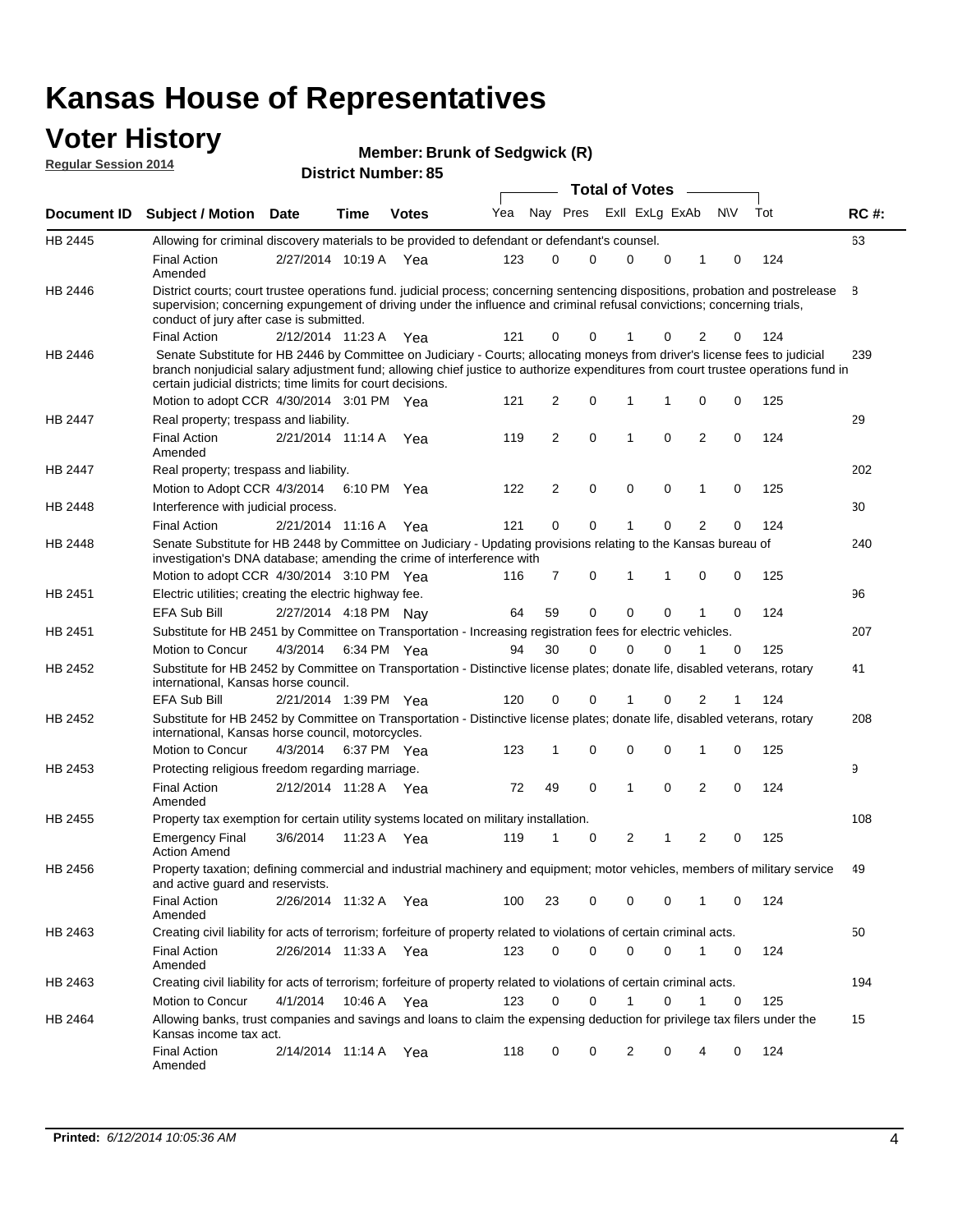# Kansas House of Representatives

## Voter History

**Regular Session 2014**

**Member: Brunk of Sedgwick (R)**

**District Number: 85**

| Document ID | Subject / Motion | Date | Time | Votes | Yea | Nay | Pres | ExII | ExLg | ExAb | N\V | Tot | RC #: |
|---|---|---|---|---|---|---|---|---|---|---|---|---|---|
| HB 2445 | Allowing for criminal discovery materials to be provided to defendant or defendant's counsel. | | | | | | | | | | | | 63 |
| | Final Action Amended | 2/27/2014 | 10:19 A | Yea | 123 | 0 | 0 | 0 | 0 | 1 | 0 | 124 | |
| HB 2446 | District courts; court trustee operations fund. judicial process; concerning sentencing dispositions, probation and postrelease supervision; concerning expungement of driving under the influence and criminal refusal convictions; concerning trials, conduct of jury after case is submitted. | | | | | | | | | | | | 8 |
| | Final Action | 2/12/2014 | 11:23 A | Yea | 121 | 0 | 0 | 1 | 0 | 2 | 0 | 124 | |
| HB 2446 | Senate Substitute for HB 2446 by Committee on Judiciary - Courts; allocating moneys from driver's license fees to judicial branch nonjudicial salary adjustment fund; allowing chief justice to authorize expenditures from court trustee operations fund in certain judicial districts; time limits for court decisions. | | | | | | | | | | | | 239 |
| | Motion to adopt CCR | 4/30/2014 | 3:01 PM | Yea | 121 | 2 | 0 | 1 | 1 | 0 | 0 | 125 | |
| HB 2447 | Real property; trespass and liability. | | | | | | | | | | | | 29 |
| | Final Action Amended | 2/21/2014 | 11:14 A | Yea | 119 | 2 | 0 | 1 | 0 | 2 | 0 | 124 | |
| HB 2447 | Real property; trespass and liability. | | | | | | | | | | | | 202 |
| | Motion to Adopt CCR | 4/3/2014 | 6:10 PM | Yea | 122 | 2 | 0 | 0 | 0 | 1 | 0 | 125 | |
| HB 2448 | Interference with judicial process. | | | | | | | | | | | | 30 |
| | Final Action | 2/21/2014 | 11:16 A | Yea | 121 | 0 | 0 | 1 | 0 | 2 | 0 | 124 | |
| HB 2448 | Senate Substitute for HB 2448 by Committee on Judiciary - Updating provisions relating to the Kansas bureau of investigation's DNA database; amending the crime of interference with | | | | | | | | | | | | 240 |
| | Motion to adopt CCR | 4/30/2014 | 3:10 PM | Yea | 116 | 7 | 0 | 1 | 1 | 0 | 0 | 125 | |
| HB 2451 | Electric utilities; creating the electric highway fee. | | | | | | | | | | | | 96 |
| | EFA Sub Bill | 2/27/2014 | 4:18 PM | Nay | 64 | 59 | 0 | 0 | 0 | 1 | 0 | 124 | |
| HB 2451 | Substitute for HB 2451 by Committee on Transportation - Increasing registration fees for electric vehicles. | | | | | | | | | | | | 207 |
| | Motion to Concur | 4/3/2014 | 6:34 PM | Yea | 94 | 30 | 0 | 0 | 0 | 1 | 0 | 125 | |
| HB 2452 | Substitute for HB 2452 by Committee on Transportation - Distinctive license plates; donate life, disabled veterans, rotary international, Kansas horse council. | | | | | | | | | | | | 41 |
| | EFA Sub Bill | 2/21/2014 | 1:39 PM | Yea | 120 | 0 | 0 | 1 | 0 | 2 | 1 | 124 | |
| HB 2452 | Substitute for HB 2452 by Committee on Transportation - Distinctive license plates; donate life, disabled veterans, rotary international, Kansas horse council, motorcycles. | | | | | | | | | | | | 208 |
| | Motion to Concur | 4/3/2014 | 6:37 PM | Yea | 123 | 1 | 0 | 0 | 0 | 1 | 0 | 125 | |
| HB 2453 | Protecting religious freedom regarding marriage. | | | | | | | | | | | | 9 |
| | Final Action Amended | 2/12/2014 | 11:28 A | Yea | 72 | 49 | 0 | 1 | 0 | 2 | 0 | 124 | |
| HB 2455 | Property tax exemption for certain utility systems located on military installation. | | | | | | | | | | | | 108 |
| | Emergency Final Action Amend | 3/6/2014 | 11:23 A | Yea | 119 | 1 | 0 | 2 | 1 | 2 | 0 | 125 | |
| HB 2456 | Property taxation; defining commercial and industrial machinery and equipment; motor vehicles, members of military service and active guard and reservists. | | | | | | | | | | | | 49 |
| | Final Action Amended | 2/26/2014 | 11:32 A | Yea | 100 | 23 | 0 | 0 | 0 | 1 | 0 | 124 | |
| HB 2463 | Creating civil liability for acts of terrorism; forfeiture of property related to violations of certain criminal acts. | | | | | | | | | | | | 50 |
| | Final Action Amended | 2/26/2014 | 11:33 A | Yea | 123 | 0 | 0 | 0 | 0 | 1 | 0 | 124 | |
| HB 2463 | Creating civil liability for acts of terrorism; forfeiture of property related to violations of certain criminal acts. | | | | | | | | | | | | 194 |
| | Motion to Concur | 4/1/2014 | 10:46 A | Yea | 123 | 0 | 0 | 1 | 0 | 1 | 0 | 125 | |
| HB 2464 | Allowing banks, trust companies and savings and loans to claim the expensing deduction for privilege tax filers under the Kansas income tax act. | | | | | | | | | | | | 15 |
| | Final Action Amended | 2/14/2014 | 11:14 A | Yea | 118 | 0 | 0 | 2 | 0 | 4 | 0 | 124 | |

**Printed:** *6/12/2014 10:05:36 AM*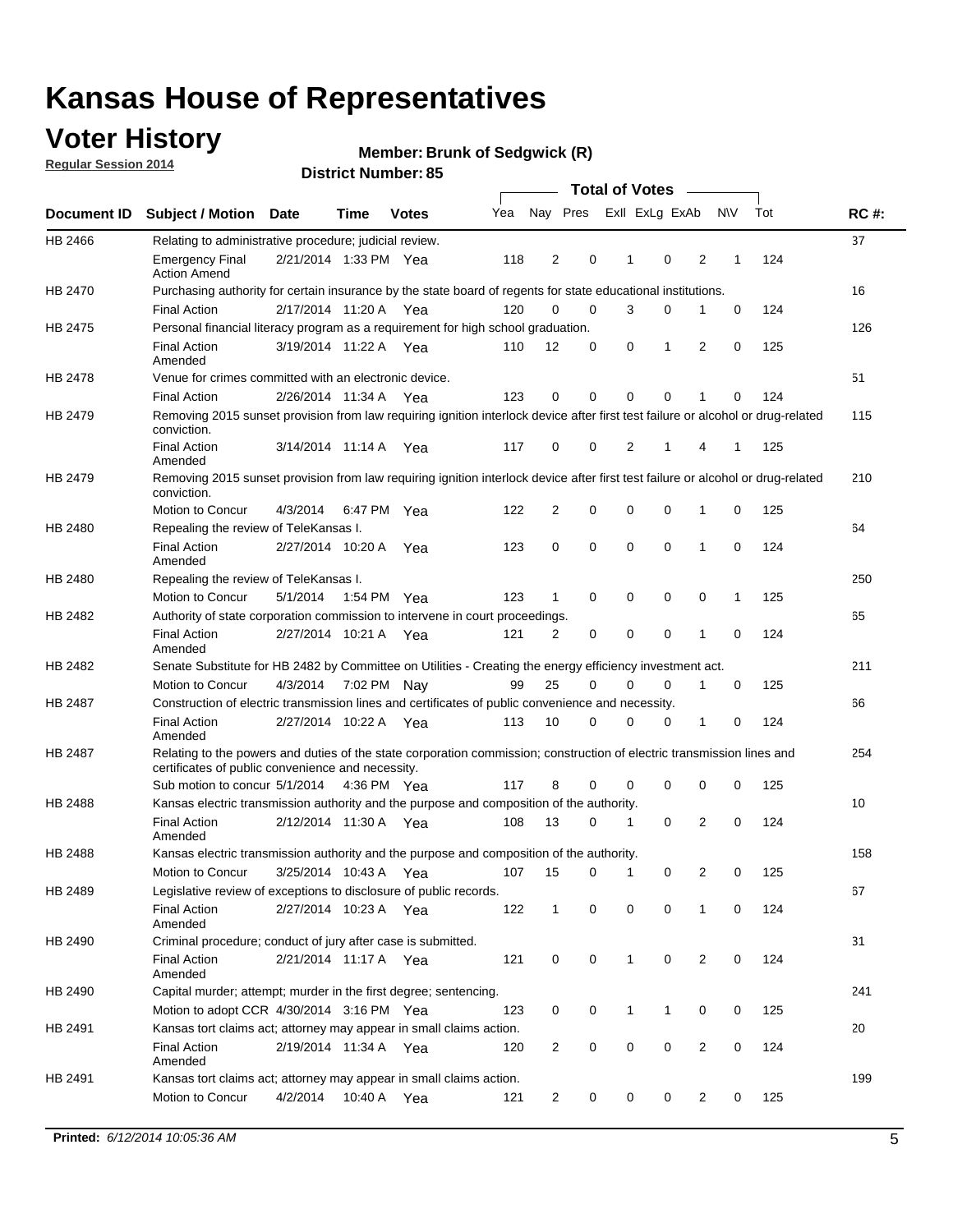# Kansas House of Representatives

## Voter History

**Regular Session 2014**

**Member: Brunk of Sedgwick (R)**

**District Number: 85**

| Document ID | Subject / Motion | Date | Time | Votes | Yea | Nay | Pres | ExII | ExLg | ExAb | N\V | Tot | RC #: |
|---|---|---|---|---|---|---|---|---|---|---|---|---|---|
| HB 2466 | Relating to administrative procedure; judicial review. | | | | | | | | | | | | 37 |
| | Emergency Final Action Amend | 2/21/2014 | 1:33 PM | Yea | 118 | 2 | 0 | 1 | 0 | 2 | 1 | 124 | |
| HB 2470 | Purchasing authority for certain insurance by the state board of regents for state educational institutions. | | | | | | | | | | | | 16 |
| | Final Action | 2/17/2014 | 11:20 A | Yea | 120 | 0 | 0 | 3 | 0 | 1 | 0 | 124 | |
| HB 2475 | Personal financial literacy program as a requirement for high school graduation. | | | | | | | | | | | | 126 |
| | Final Action Amended | 3/19/2014 | 11:22 A | Yea | 110 | 12 | 0 | 0 | 1 | 2 | 0 | 125 | |
| HB 2478 | Venue for crimes committed with an electronic device. | | | | | | | | | | | | 51 |
| | Final Action | 2/26/2014 | 11:34 A | Yea | 123 | 0 | 0 | 0 | 0 | 1 | 0 | 124 | |
| HB 2479 | Removing 2015 sunset provision from law requiring ignition interlock device after first test failure or alcohol or drug-related conviction. | | | | | | | | | | | | 115 |
| | Final Action Amended | 3/14/2014 | 11:14 A | Yea | 117 | 0 | 0 | 2 | 1 | 4 | 1 | 125 | |
| HB 2479 | Removing 2015 sunset provision from law requiring ignition interlock device after first test failure or alcohol or drug-related conviction. | | | | | | | | | | | | 210 |
| | Motion to Concur | 4/3/2014 | 6:47 PM | Yea | 122 | 2 | 0 | 0 | 0 | 1 | 0 | 125 | |
| HB 2480 | Repealing the review of TeleKansas I. | | | | | | | | | | | | 64 |
| | Final Action Amended | 2/27/2014 | 10:20 A | Yea | 123 | 0 | 0 | 0 | 0 | 1 | 0 | 124 | |
| HB 2480 | Repealing the review of TeleKansas I. | | | | | | | | | | | | 250 |
| | Motion to Concur | 5/1/2014 | 1:54 PM | Yea | 123 | 1 | 0 | 0 | 0 | 0 | 1 | 125 | |
| HB 2482 | Authority of state corporation commission to intervene in court proceedings. | | | | | | | | | | | | 65 |
| | Final Action Amended | 2/27/2014 | 10:21 A | Yea | 121 | 2 | 0 | 0 | 0 | 1 | 0 | 124 | |
| HB 2482 | Senate Substitute for HB 2482 by Committee on Utilities - Creating the energy efficiency investment act. | | | | | | | | | | | | 211 |
| | Motion to Concur | 4/3/2014 | 7:02 PM | Nay | 99 | 25 | 0 | 0 | 0 | 1 | 0 | 125 | |
| HB 2487 | Construction of electric transmission lines and certificates of public convenience and necessity. | | | | | | | | | | | | 66 |
| | Final Action Amended | 2/27/2014 | 10:22 A | Yea | 113 | 10 | 0 | 0 | 0 | 1 | 0 | 124 | |
| HB 2487 | Relating to the powers and duties of the state corporation commission; construction of electric transmission lines and certificates of public convenience and necessity. | | | | | | | | | | | | 254 |
| | Sub motion to concur | 5/1/2014 | 4:36 PM | Yea | 117 | 8 | 0 | 0 | 0 | 0 | 0 | 125 | |
| HB 2488 | Kansas electric transmission authority and the purpose and composition of the authority. | | | | | | | | | | | | 10 |
| | Final Action Amended | 2/12/2014 | 11:30 A | Yea | 108 | 13 | 0 | 1 | 0 | 2 | 0 | 124 | |
| HB 2488 | Kansas electric transmission authority and the purpose and composition of the authority. | | | | | | | | | | | | 158 |
| | Motion to Concur | 3/25/2014 | 10:43 A | Yea | 107 | 15 | 0 | 1 | 0 | 2 | 0 | 125 | |
| HB 2489 | Legislative review of exceptions to disclosure of public records. | | | | | | | | | | | | 67 |
| | Final Action Amended | 2/27/2014 | 10:23 A | Yea | 122 | 1 | 0 | 0 | 0 | 1 | 0 | 124 | |
| HB 2490 | Criminal procedure; conduct of jury after case is submitted. | | | | | | | | | | | | 31 |
| | Final Action Amended | 2/21/2014 | 11:17 A | Yea | 121 | 0 | 0 | 1 | 0 | 2 | 0 | 124 | |
| HB 2490 | Capital murder; attempt; murder in the first degree; sentencing. | | | | | | | | | | | | 241 |
| | Motion to adopt CCR | 4/30/2014 | 3:16 PM | Yea | 123 | 0 | 0 | 1 | 1 | 0 | 0 | 125 | |
| HB 2491 | Kansas tort claims act; attorney may appear in small claims action. | | | | | | | | | | | | 20 |
| | Final Action Amended | 2/19/2014 | 11:34 A | Yea | 120 | 2 | 0 | 0 | 0 | 2 | 0 | 124 | |
| HB 2491 | Kansas tort claims act; attorney may appear in small claims action. | | | | | | | | | | | | 199 |
| | Motion to Concur | 4/2/2014 | 10:40 A | Yea | 121 | 2 | 0 | 0 | 0 | 2 | 0 | 125 | |

**Printed:** *6/12/2014 10:05:36 AM*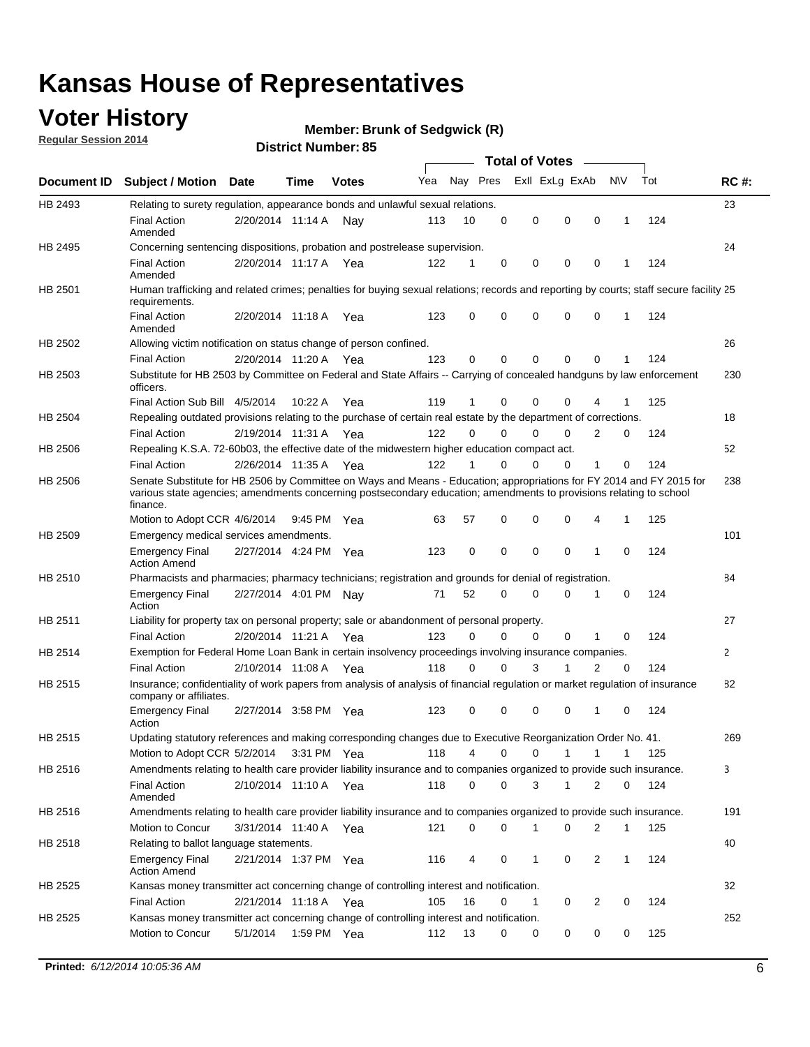# Kansas House of Representatives

## Voter History

**Regular Session 2014**

**Member: Brunk of Sedgwick (R)**

**District Number: 85**

| Document ID | Subject / Motion | Date | Time | Votes | Yea | Nay | Pres | ExII | ExLg | ExAb | N\V | Tot | RC #: |
|---|---|---|---|---|---|---|---|---|---|---|---|---|---|
| HB 2493 | Relating to surety regulation, appearance bonds and unlawful sexual relations. | | | | | | | | | | | | 23 |
| | Final Action Amended | 2/20/2014 | 11:14 A | Nay | 113 | 10 | 0 | 0 | 0 | 0 | 1 | 124 | |
| HB 2495 | Concerning sentencing dispositions, probation and postrelease supervision. | | | | | | | | | | | | 24 |
| | Final Action Amended | 2/20/2014 | 11:17 A | Yea | 122 | 1 | 0 | 0 | 0 | 0 | 1 | 124 | |
| HB 2501 | Human trafficking and related crimes; penalties for buying sexual relations; records and reporting by courts; staff secure facility requirements. | | | | | | | | | | | | 25 |
| | Final Action Amended | 2/20/2014 | 11:18 A | Yea | 123 | 0 | 0 | 0 | 0 | 0 | 1 | 124 | |
| HB 2502 | Allowing victim notification on status change of person confined. | | | | | | | | | | | | 26 |
| | Final Action | 2/20/2014 | 11:20 A | Yea | 123 | 0 | 0 | 0 | 0 | 0 | 1 | 124 | |
| HB 2503 | Substitute for HB 2503 by Committee on Federal and State Affairs -- Carrying of concealed handguns by law enforcement officers. | | | | | | | | | | | | 230 |
| | Final Action Sub Bill | 4/5/2014 | 10:22 A | Yea | 119 | 1 | 0 | 0 | 0 | 4 | 1 | 125 | |
| HB 2504 | Repealing outdated provisions relating to the purchase of certain real estate by the department of corrections. | | | | | | | | | | | | 18 |
| | Final Action | 2/19/2014 | 11:31 A | Yea | 122 | 0 | 0 | 0 | 0 | 2 | 0 | 124 | |
| HB 2506 | Repealing K.S.A. 72-60b03, the effective date of the midwestern higher education compact act. | | | | | | | | | | | | 52 |
| | Final Action | 2/26/2014 | 11:35 A | Yea | 122 | 1 | 0 | 0 | 0 | 1 | 0 | 124 | |
| HB 2506 | Senate Substitute for HB 2506 by Committee on Ways and Means - Education; appropriations for FY 2014 and FY 2015 for various state agencies; amendments concerning postsecondary education; amendments to provisions relating to school finance. | | | | | | | | | | | | 238 |
| | Motion to Adopt CCR | 4/6/2014 | 9:45 PM | Yea | 63 | 57 | 0 | 0 | 0 | 4 | 1 | 125 | |
| HB 2509 | Emergency medical services amendments. | | | | | | | | | | | | 101 |
| | Emergency Final Action Amend | 2/27/2014 | 4:24 PM | Yea | 123 | 0 | 0 | 0 | 0 | 1 | 0 | 124 | |
| HB 2510 | Pharmacists and pharmacies; pharmacy technicians; registration and grounds for denial of registration. | | | | | | | | | | | | 84 |
| | Emergency Final Action | 2/27/2014 | 4:01 PM | Nay | 71 | 52 | 0 | 0 | 0 | 1 | 0 | 124 | |
| HB 2511 | Liability for property tax on personal property; sale or abandonment of personal property. | | | | | | | | | | | | 27 |
| | Final Action | 2/20/2014 | 11:21 A | Yea | 123 | 0 | 0 | 0 | 0 | 1 | 0 | 124 | |
| HB 2514 | Exemption for Federal Home Loan Bank in certain insolvency proceedings involving insurance companies. | | | | | | | | | | | | 2 |
| | Final Action | 2/10/2014 | 11:08 A | Yea | 118 | 0 | 0 | 3 | 1 | 2 | 0 | 124 | |
| HB 2515 | Insurance; confidentiality of work papers from analysis of analysis of financial regulation or market regulation of insurance company or affiliates. | | | | | | | | | | | | 82 |
| | Emergency Final Action | 2/27/2014 | 3:58 PM | Yea | 123 | 0 | 0 | 0 | 0 | 1 | 0 | 124 | |
| HB 2515 | Updating statutory references and making corresponding changes due to Executive Reorganization Order No. 41. | | | | | | | | | | | | 269 |
| | Motion to Adopt CCR | 5/2/2014 | 3:31 PM | Yea | 118 | 4 | 0 | 0 | 1 | 1 | 1 | 125 | |
| HB 2516 | Amendments relating to health care provider liability insurance and to companies organized to provide such insurance. | | | | | | | | | | | | 3 |
| | Final Action Amended | 2/10/2014 | 11:10 A | Yea | 118 | 0 | 0 | 3 | 1 | 2 | 0 | 124 | |
| HB 2516 | Amendments relating to health care provider liability insurance and to companies organized to provide such insurance. | | | | | | | | | | | | 191 |
| | Motion to Concur | 3/31/2014 | 11:40 A | Yea | 121 | 0 | 0 | 1 | 0 | 2 | 1 | 125 | |
| HB 2518 | Relating to ballot language statements. | | | | | | | | | | | | 40 |
| | Emergency Final Action Amend | 2/21/2014 | 1:37 PM | Yea | 116 | 4 | 0 | 1 | 0 | 2 | 1 | 124 | |
| HB 2525 | Kansas money transmitter act concerning change of controlling interest and notification. | | | | | | | | | | | | 32 |
| | Final Action | 2/21/2014 | 11:18 A | Yea | 105 | 16 | 0 | 1 | 0 | 2 | 0 | 124 | |
| HB 2525 | Kansas money transmitter act concerning change of controlling interest and notification. | | | | | | | | | | | | 252 |
| | Motion to Concur | 5/1/2014 | 1:59 PM | Yea | 112 | 13 | 0 | 0 | 0 | 0 | 0 | 125 | |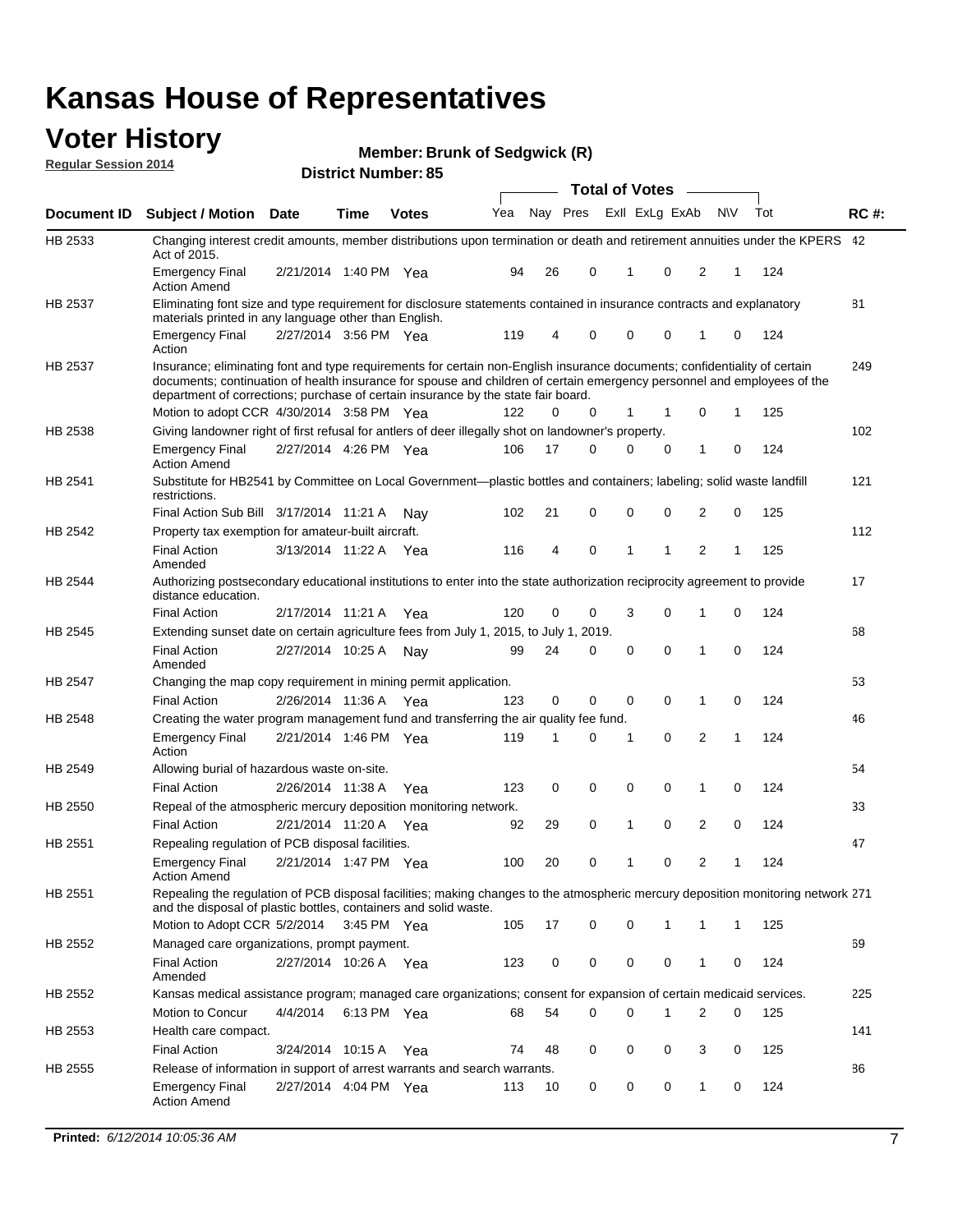# Kansas House of Representatives

## Voter History

**Regular Session 2014**

**Member: Brunk of Sedgwick (R)**

**District Number: 85**

| Document ID | Subject / Motion | Date | Time | Votes | Yea | Nay | Pres | ExII | ExLg | ExAb | N\V | Tot | RC #: |
|---|---|---|---|---|---|---|---|---|---|---|---|---|---|
| HB 2533 | Changing interest credit amounts, member distributions upon termination or death and retirement annuities under the KPERS Act of 2015. | | | | | | | | | | | | 42 |
| | Emergency Final Action Amend | 2/21/2014 | 1:40 PM | Yea | 94 | 26 | 0 | 1 | 0 | 2 | 1 | 124 | |
| HB 2537 | Eliminating font size and type requirement for disclosure statements contained in insurance contracts and explanatory materials printed in any language other than English. | | | | | | | | | | | | 81 |
| | Emergency Final Action | 2/27/2014 | 3:56 PM | Yea | 119 | 4 | 0 | 0 | 0 | 1 | 0 | 124 | |
| HB 2537 | Insurance; eliminating font and type requirements for certain non-English insurance documents; confidentiality of certain documents; continuation of health insurance for spouse and children of certain emergency personnel and employees of the department of corrections; purchase of certain insurance by the state fair board. | | | | | | | | | | | | 249 |
| | Motion to adopt CCR | 4/30/2014 | 3:58 PM | Yea | 122 | 0 | 0 | 1 | 1 | 0 | 1 | 125 | |
| HB 2538 | Giving landowner right of first refusal for antlers of deer illegally shot on landowner's property. | | | | | | | | | | | | 102 |
| | Emergency Final Action Amend | 2/27/2014 | 4:26 PM | Yea | 106 | 17 | 0 | 0 | 0 | 1 | 0 | 124 | |
| HB 2541 | Substitute for HB2541 by Committee on Local Government—plastic bottles and containers; labeling; solid waste landfill restrictions. | | | | | | | | | | | | 121 |
| | Final Action Sub Bill | 3/17/2014 | 11:21 A | Nay | 102 | 21 | 0 | 0 | 0 | 2 | 0 | 125 | |
| HB 2542 | Property tax exemption for amateur-built aircraft. | | | | | | | | | | | | 112 |
| | Final Action Amended | 3/13/2014 | 11:22 A | Yea | 116 | 4 | 0 | 1 | 1 | 2 | 1 | 125 | |
| HB 2544 | Authorizing postsecondary educational institutions to enter into the state authorization reciprocity agreement to provide distance education. | | | | | | | | | | | | 17 |
| | Final Action | 2/17/2014 | 11:21 A | Yea | 120 | 0 | 0 | 3 | 0 | 1 | 0 | 124 | |
| HB 2545 | Extending sunset date on certain agriculture fees from July 1, 2015, to July 1, 2019. | | | | | | | | | | | | 68 |
| | Final Action Amended | 2/27/2014 | 10:25 A | Nay | 99 | 24 | 0 | 0 | 0 | 1 | 0 | 124 | |
| HB 2547 | Changing the map copy requirement in mining permit application. | | | | | | | | | | | | 53 |
| | Final Action | 2/26/2014 | 11:36 A | Yea | 123 | 0 | 0 | 0 | 0 | 1 | 0 | 124 | |
| HB 2548 | Creating the water program management fund and transferring the air quality fee fund. | | | | | | | | | | | | 46 |
| | Emergency Final Action | 2/21/2014 | 1:46 PM | Yea | 119 | 1 | 0 | 1 | 0 | 2 | 1 | 124 | |
| HB 2549 | Allowing burial of hazardous waste on-site. | | | | | | | | | | | | 54 |
| | Final Action | 2/26/2014 | 11:38 A | Yea | 123 | 0 | 0 | 0 | 0 | 1 | 0 | 124 | |
| HB 2550 | Repeal of the atmospheric mercury deposition monitoring network. | | | | | | | | | | | | 33 |
| | Final Action | 2/21/2014 | 11:20 A | Yea | 92 | 29 | 0 | 1 | 0 | 2 | 0 | 124 | |
| HB 2551 | Repealing regulation of PCB disposal facilities. | | | | | | | | | | | | 47 |
| | Emergency Final Action Amend | 2/21/2014 | 1:47 PM | Yea | 100 | 20 | 0 | 1 | 0 | 2 | 1 | 124 | |
| HB 2551 | Repealing the regulation of PCB disposal facilities; making changes to the atmospheric mercury deposition monitoring network and the disposal of plastic bottles, containers and solid waste. | | | | | | | | | | | | 271 |
| | Motion to Adopt CCR | 5/2/2014 | 3:45 PM | Yea | 105 | 17 | 0 | 0 | 1 | 1 | 1 | 125 | |
| HB 2552 | Managed care organizations, prompt payment. | | | | | | | | | | | | 69 |
| | Final Action Amended | 2/27/2014 | 10:26 A | Yea | 123 | 0 | 0 | 0 | 0 | 1 | 0 | 124 | |
| HB 2552 | Kansas medical assistance program; managed care organizations; consent for expansion of certain medicaid services. | | | | | | | | | | | | 225 |
| | Motion to Concur | 4/4/2014 | 6:13 PM | Yea | 68 | 54 | 0 | 0 | 1 | 2 | 0 | 125 | |
| HB 2553 | Health care compact. | | | | | | | | | | | | 141 |
| | Final Action | 3/24/2014 | 10:15 A | Yea | 74 | 48 | 0 | 0 | 0 | 3 | 0 | 125 | |
| HB 2555 | Release of information in support of arrest warrants and search warrants. | | | | | | | | | | | | 86 |
| | Emergency Final Action Amend | 2/27/2014 | 4:04 PM | Yea | 113 | 10 | 0 | 0 | 0 | 1 | 0 | 124 | |

**Printed:** *6/12/2014 10:05:36 AM*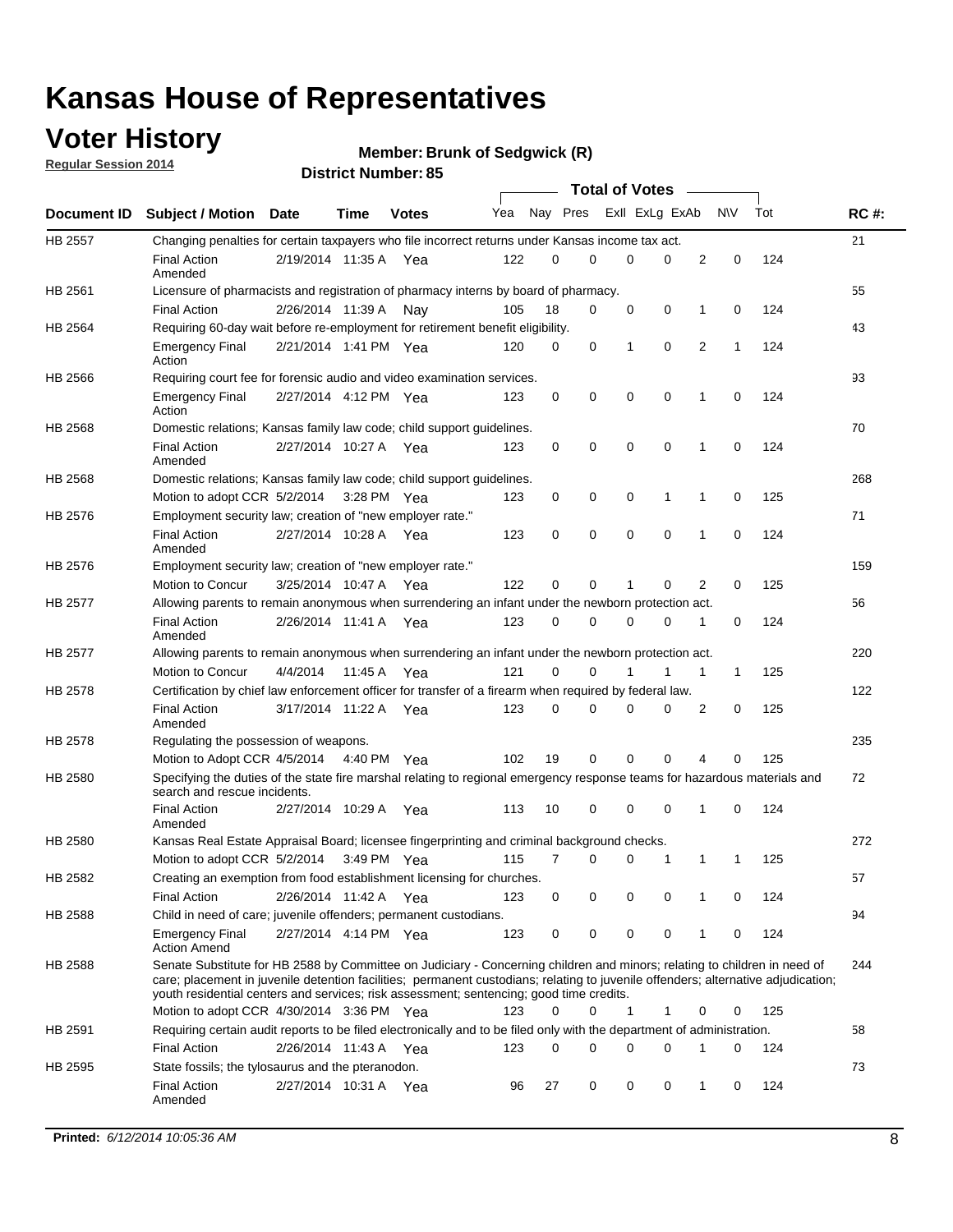# Kansas House of Representatives

## Voter History

**Regular Session 2014**

**Member: Brunk of Sedgwick (R)**

**District Number: 85**

| Document ID | Subject / Motion | Date | Time | Votes | Yea | Nay | Pres | ExII | ExLg | ExAb | N\V | Tot | RC #: |
|---|---|---|---|---|---|---|---|---|---|---|---|---|---|
| HB 2557 | Changing penalties for certain taxpayers who file incorrect returns under Kansas income tax act. | | | | | | | | | | | | 21 |
| | Final Action Amended | 2/19/2014 | 11:35 A | Yea | 122 | 0 | 0 | 0 | 0 | 2 | 0 | 124 | |
| HB 2561 | Licensure of pharmacists and registration of pharmacy interns by board of pharmacy. | | | | | | | | | | | | 55 |
| | Final Action | 2/26/2014 | 11:39 A | Nay | 105 | 18 | 0 | 0 | 0 | 1 | 0 | 124 | |
| HB 2564 | Requiring 60-day wait before re-employment for retirement benefit eligibility. | | | | | | | | | | | | 43 |
| | Emergency Final Action | 2/21/2014 | 1:41 PM | Yea | 120 | 0 | 0 | 1 | 0 | 2 | 1 | 124 | |
| HB 2566 | Requiring court fee for forensic audio and video examination services. | | | | | | | | | | | | 93 |
| | Emergency Final Action | 2/27/2014 | 4:12 PM | Yea | 123 | 0 | 0 | 0 | 0 | 1 | 0 | 124 | |
| HB 2568 | Domestic relations; Kansas family law code; child support guidelines. | | | | | | | | | | | | 70 |
| | Final Action Amended | 2/27/2014 | 10:27 A | Yea | 123 | 0 | 0 | 0 | 0 | 1 | 0 | 124 | |
| HB 2568 | Domestic relations; Kansas family law code; child support guidelines. | | | | | | | | | | | | 268 |
| | Motion to adopt CCR | 5/2/2014 | 3:28 PM | Yea | 123 | 0 | 0 | 0 | 1 | 1 | 0 | 125 | |
| HB 2576 | Employment security law; creation of "new employer rate." | | | | | | | | | | | | 71 |
| | Final Action Amended | 2/27/2014 | 10:28 A | Yea | 123 | 0 | 0 | 0 | 0 | 1 | 0 | 124 | |
| HB 2576 | Employment security law; creation of "new employer rate." | | | | | | | | | | | | 159 |
| | Motion to Concur | 3/25/2014 | 10:47 A | Yea | 122 | 0 | 0 | 1 | 0 | 2 | 0 | 125 | |
| HB 2577 | Allowing parents to remain anonymous when surrendering an infant under the newborn protection act. | | | | | | | | | | | | 56 |
| | Final Action Amended | 2/26/2014 | 11:41 A | Yea | 123 | 0 | 0 | 0 | 0 | 1 | 0 | 124 | |
| HB 2577 | Allowing parents to remain anonymous when surrendering an infant under the newborn protection act. | | | | | | | | | | | | 220 |
| | Motion to Concur | 4/4/2014 | 11:45 A | Yea | 121 | 0 | 0 | 1 | 1 | 1 | 1 | 125 | |
| HB 2578 | Certification by chief law enforcement officer for transfer of a firearm when required by federal law. | | | | | | | | | | | | 122 |
| | Final Action Amended | 3/17/2014 | 11:22 A | Yea | 123 | 0 | 0 | 0 | 0 | 2 | 0 | 125 | |
| HB 2578 | Regulating the possession of weapons. | | | | | | | | | | | | 235 |
| | Motion to Adopt CCR | 4/5/2014 | 4:40 PM | Yea | 102 | 19 | 0 | 0 | 0 | 4 | 0 | 125 | |
| HB 2580 | Specifying the duties of the state fire marshal relating to regional emergency response teams for hazardous materials and search and rescue incidents. | | | | | | | | | | | | 72 |
| | Final Action Amended | 2/27/2014 | 10:29 A | Yea | 113 | 10 | 0 | 0 | 0 | 1 | 0 | 124 | |
| HB 2580 | Kansas Real Estate Appraisal Board; licensee fingerprinting and criminal background checks. | | | | | | | | | | | | 272 |
| | Motion to adopt CCR | 5/2/2014 | 3:49 PM | Yea | 115 | 7 | 0 | 0 | 1 | 1 | 1 | 125 | |
| HB 2582 | Creating an exemption from food establishment licensing for churches. | | | | | | | | | | | | 57 |
| | Final Action | 2/26/2014 | 11:42 A | Yea | 123 | 0 | 0 | 0 | 0 | 1 | 0 | 124 | |
| HB 2588 | Child in need of care; juvenile offenders; permanent custodians. | | | | | | | | | | | | 94 |
| | Emergency Final Action Amend | 2/27/2014 | 4:14 PM | Yea | 123 | 0 | 0 | 0 | 0 | 1 | 0 | 124 | |
| HB 2588 | Senate Substitute for HB 2588 by Committee on Judiciary - Concerning children and minors; relating to children in need of care; placement in juvenile detention facilities; permanent custodians; relating to juvenile offenders; alternative adjudication; youth residential centers and services; risk assessment; sentencing; good time credits. | | | | | | | | | | | | 244 |
| | Motion to adopt CCR | 4/30/2014 | 3:36 PM | Yea | 123 | 0 | 0 | 1 | 1 | 0 | 0 | 125 | |
| HB 2591 | Requiring certain audit reports to be filed electronically and to be filed only with the department of administration. | | | | | | | | | | | | 58 |
| | Final Action | 2/26/2014 | 11:43 A | Yea | 123 | 0 | 0 | 0 | 0 | 1 | 0 | 124 | |
| HB 2595 | State fossils; the tylosaurus and the pteranodon. | | | | | | | | | | | | 73 |
| | Final Action Amended | 2/27/2014 | 10:31 A | Yea | 96 | 27 | 0 | 0 | 0 | 1 | 0 | 124 | |

**Printed:** *6/12/2014 10:05:36 AM*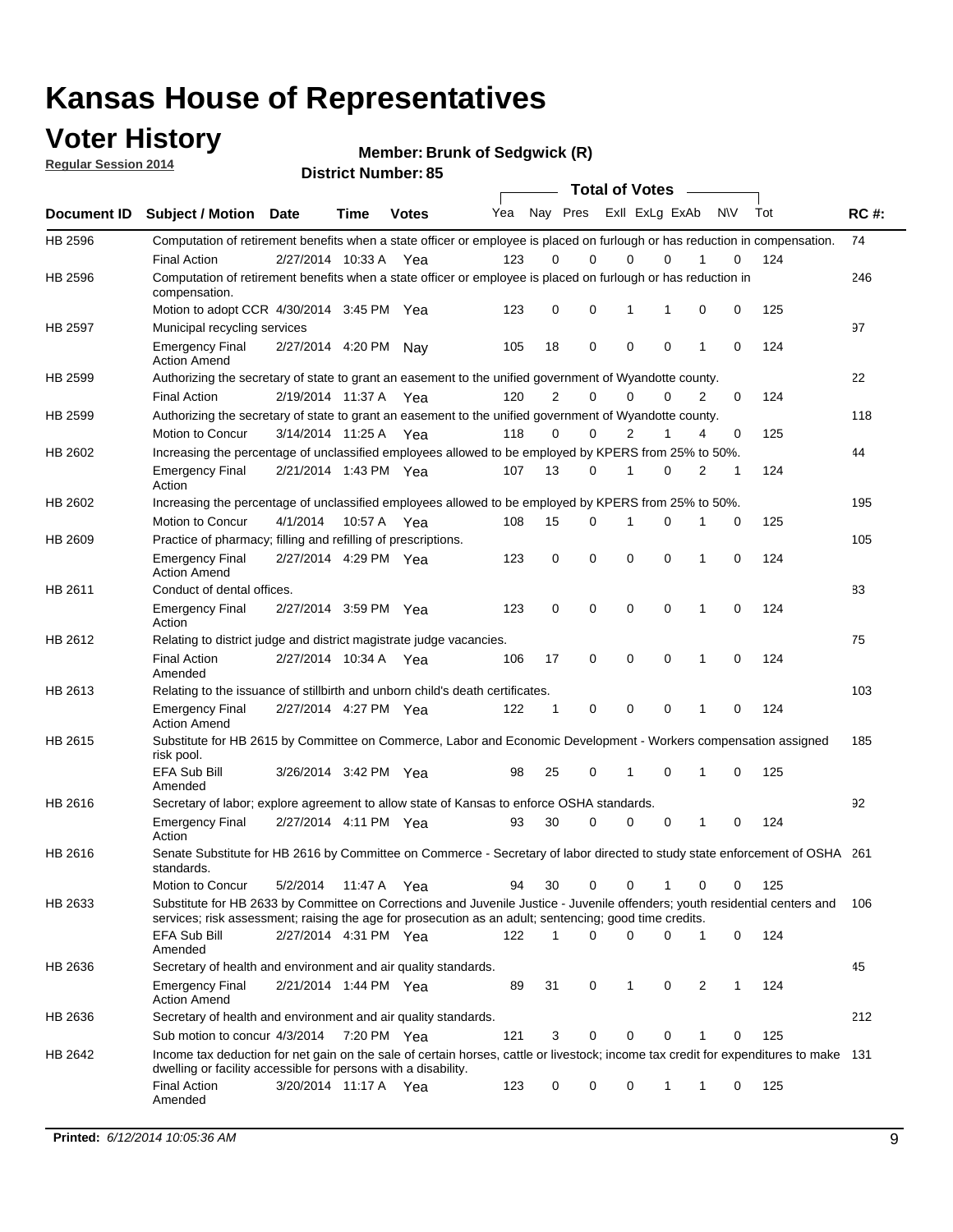# Kansas House of Representatives

## Voter History

**Regular Session 2014**

**Member: Brunk of Sedgwick (R)**

**District Number: 85**

| Document ID | Subject / Motion | Date | Time | Votes | Yea | Nay | Pres | ExlI | ExLg | ExAb | N\V | Tot | RC #: |
|---|---|---|---|---|---|---|---|---|---|---|---|---|---|
| HB 2596 | Computation of retirement benefits when a state officer or employee is placed on furlough or has reduction in compensation. | | | | | | | | | | | | 74 |
| | Final Action | 2/27/2014 | 10:33 A | Yea | 123 | 0 | 0 | 0 | 0 | 1 | 0 | 124 | |
| HB 2596 | Computation of retirement benefits when a state officer or employee is placed on furlough or has reduction in compensation. | | | | | | | | | | | | 246 |
| | Motion to adopt CCR | 4/30/2014 | 3:45 PM | Yea | 123 | 0 | 0 | 1 | 1 | 0 | 0 | 125 | |
| HB 2597 | Municipal recycling services | | | | | | | | | | | | 97 |
| | Emergency Final Action Amend | 2/27/2014 | 4:20 PM | Nay | 105 | 18 | 0 | 0 | 0 | 1 | 0 | 124 | |
| HB 2599 | Authorizing the secretary of state to grant an easement to the unified government of Wyandotte county. | | | | | | | | | | | | 22 |
| | Final Action | 2/19/2014 | 11:37 A | Yea | 120 | 2 | 0 | 0 | 0 | 2 | 0 | 124 | |
| HB 2599 | Authorizing the secretary of state to grant an easement to the unified government of Wyandotte county. | | | | | | | | | | | | 118 |
| | Motion to Concur | 3/14/2014 | 11:25 A | Yea | 118 | 0 | 0 | 2 | 1 | 4 | 0 | 125 | |
| HB 2602 | Increasing the percentage of unclassified employees allowed to be employed by KPERS from 25% to 50%. | | | | | | | | | | | | 44 |
| | Emergency Final Action | 2/21/2014 | 1:43 PM | Yea | 107 | 13 | 0 | 1 | 0 | 2 | 1 | 124 | |
| HB 2602 | Increasing the percentage of unclassified employees allowed to be employed by KPERS from 25% to 50%. | | | | | | | | | | | | 195 |
| | Motion to Concur | 4/1/2014 | 10:57 A | Yea | 108 | 15 | 0 | 1 | 0 | 1 | 0 | 125 | |
| HB 2609 | Practice of pharmacy; filling and refilling of prescriptions. | | | | | | | | | | | | 105 |
| | Emergency Final Action Amend | 2/27/2014 | 4:29 PM | Yea | 123 | 0 | 0 | 0 | 0 | 1 | 0 | 124 | |
| HB 2611 | Conduct of dental offices. | | | | | | | | | | | | 83 |
| | Emergency Final Action | 2/27/2014 | 3:59 PM | Yea | 123 | 0 | 0 | 0 | 0 | 1 | 0 | 124 | |
| HB 2612 | Relating to district judge and district magistrate judge vacancies. | | | | | | | | | | | | 75 |
| | Final Action Amended | 2/27/2014 | 10:34 A | Yea | 106 | 17 | 0 | 0 | 0 | 1 | 0 | 124 | |
| HB 2613 | Relating to the issuance of stillbirth and unborn child's death certificates. | | | | | | | | | | | | 103 |
| | Emergency Final Action Amend | 2/27/2014 | 4:27 PM | Yea | 122 | 1 | 0 | 0 | 0 | 1 | 0 | 124 | |
| HB 2615 | Substitute for HB 2615 by Committee on Commerce, Labor and Economic Development - Workers compensation assigned risk pool. | | | | | | | | | | | | 185 |
| | EFA Sub Bill Amended | 3/26/2014 | 3:42 PM | Yea | 98 | 25 | 0 | 1 | 0 | 1 | 0 | 125 | |
| HB 2616 | Secretary of labor; explore agreement to allow state of Kansas to enforce OSHA standards. | | | | | | | | | | | | 92 |
| | Emergency Final Action | 2/27/2014 | 4:11 PM | Yea | 93 | 30 | 0 | 0 | 0 | 1 | 0 | 124 | |
| HB 2616 | Senate Substitute for HB 2616 by Committee on Commerce - Secretary of labor directed to study state enforcement of OSHA standards. | | | | | | | | | | | | 261 |
| | Motion to Concur | 5/2/2014 | 11:47 A | Yea | 94 | 30 | 0 | 0 | 1 | 0 | 0 | 125 | |
| HB 2633 | Substitute for HB 2633 by Committee on Corrections and Juvenile Justice - Juvenile offenders; youth residential centers and services; risk assessment; raising the age for prosecution as an adult; sentencing; good time credits. | | | | | | | | | | | | 106 |
| | EFA Sub Bill Amended | 2/27/2014 | 4:31 PM | Yea | 122 | 1 | 0 | 0 | 0 | 1 | 0 | 124 | |
| HB 2636 | Secretary of health and environment and air quality standards. | | | | | | | | | | | | 45 |
| | Emergency Final Action Amend | 2/21/2014 | 1:44 PM | Yea | 89 | 31 | 0 | 1 | 0 | 2 | 1 | 124 | |
| HB 2636 | Secretary of health and environment and air quality standards. | | | | | | | | | | | | 212 |
| | Sub motion to concur | 4/3/2014 | 7:20 PM | Yea | 121 | 3 | 0 | 0 | 0 | 1 | 0 | 125 | |
| HB 2642 | Income tax deduction for net gain on the sale of certain horses, cattle or livestock; income tax credit for expenditures to make dwelling or facility accessible for persons with a disability. | | | | | | | | | | | | 131 |
| | Final Action Amended | 3/20/2014 | 11:17 A | Yea | 123 | 0 | 0 | 0 | 1 | 1 | 0 | 125 | |

**Printed:** *6/12/2014 10:05:36 AM*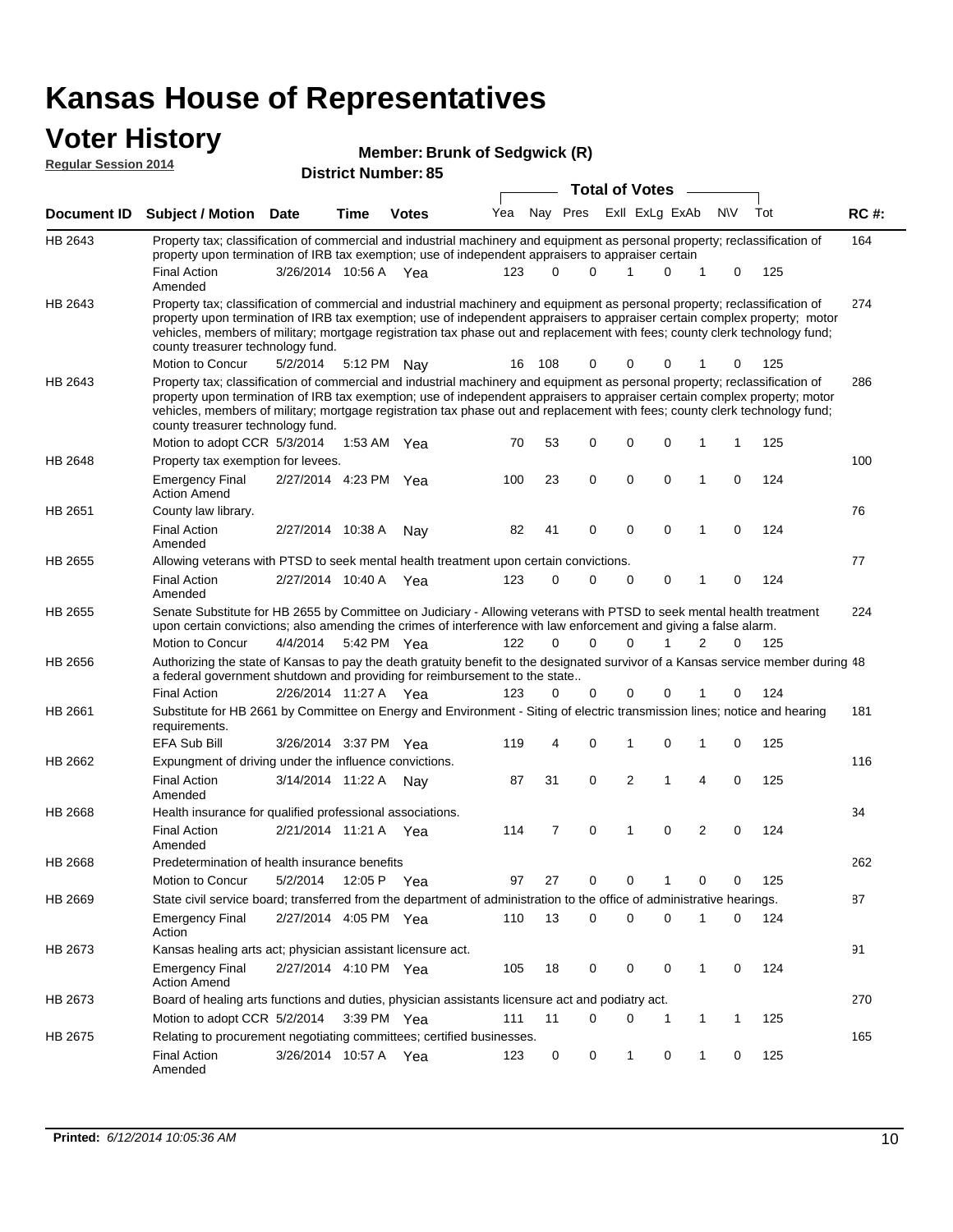# Kansas House of Representatives

## Voter History

**Regular Session 2014**

**Member: Brunk of Sedgwick (R)**

**District Number: 85**

| Document ID | Subject / Motion | Date | Time | Votes | Yea | Nay | Pres | ExII | ExLg | ExAb | N\V | Tot | RC #: |
|---|---|---|---|---|---|---|---|---|---|---|---|---|---|
| HB 2643 | Property tax; classification of commercial and industrial machinery and equipment as personal property; reclassification of property upon termination of IRB tax exemption; use of independent appraisers to appraiser certain | | | | | | | | | | | | 164 |
| | Final Action Amended | 3/26/2014 | 10:56 A | Yea | 123 | 0 | 0 | 1 | 0 | 1 | 0 | 125 | |
| HB 2643 | Property tax; classification of commercial and industrial machinery and equipment as personal property; reclassification of property upon termination of IRB tax exemption; use of independent appraisers to appraiser certain complex property; motor vehicles, members of military; mortgage registration tax phase out and replacement with fees; county clerk technology fund; county treasurer technology fund. | | | | | | | | | | | | 274 |
| | Motion to Concur | 5/2/2014 | 5:12 PM | Nay | 16 | 108 | 0 | 0 | 0 | 1 | 0 | 125 | |
| HB 2643 | Property tax; classification of commercial and industrial machinery and equipment as personal property; reclassification of property upon termination of IRB tax exemption; use of independent appraisers to appraiser certain complex property; motor vehicles, members of military; mortgage registration tax phase out and replacement with fees; county clerk technology fund; county treasurer technology fund. | | | | | | | | | | | | 286 |
| | Motion to adopt CCR | 5/3/2014 | 1:53 AM | Yea | 70 | 53 | 0 | 0 | 0 | 1 | 1 | 125 | |
| HB 2648 | Property tax exemption for levees. | | | | | | | | | | | | 100 |
| | Emergency Final Action Amend | 2/27/2014 | 4:23 PM | Yea | 100 | 23 | 0 | 0 | 0 | 1 | 0 | 124 | |
| HB 2651 | County law library. | | | | | | | | | | | | 76 |
| | Final Action Amended | 2/27/2014 | 10:38 A | Nay | 82 | 41 | 0 | 0 | 0 | 1 | 0 | 124 | |
| HB 2655 | Allowing veterans with PTSD to seek mental health treatment upon certain convictions. | | | | | | | | | | | | 77 |
| | Final Action Amended | 2/27/2014 | 10:40 A | Yea | 123 | 0 | 0 | 0 | 0 | 1 | 0 | 124 | |
| HB 2655 | Senate Substitute for HB 2655 by Committee on Judiciary - Allowing veterans with PTSD to seek mental health treatment upon certain convictions; also amending the crimes of interference with law enforcement and giving a false alarm. | | | | | | | | | | | | 224 |
| | Motion to Concur | 4/4/2014 | 5:42 PM | Yea | 122 | 0 | 0 | 0 | 1 | 2 | 0 | 125 | |
| HB 2656 | Authorizing the state of Kansas to pay the death gratuity benefit to the designated survivor of a Kansas service member during a federal government shutdown and providing for reimbursement to the state.. | | | | | | | | | | | | 48 |
| | Final Action | 2/26/2014 | 11:27 A | Yea | 123 | 0 | 0 | 0 | 0 | 1 | 0 | 124 | |
| HB 2661 | Substitute for HB 2661 by Committee on Energy and Environment - Siting of electric transmission lines; notice and hearing requirements. | | | | | | | | | | | | 181 |
| | EFA Sub Bill | 3/26/2014 | 3:37 PM | Yea | 119 | 4 | 0 | 1 | 0 | 1 | 0 | 125 | |
| HB 2662 | Expungment of driving under the influence convictions. | | | | | | | | | | | | 116 |
| | Final Action Amended | 3/14/2014 | 11:22 A | Nay | 87 | 31 | 0 | 2 | 1 | 4 | 0 | 125 | |
| HB 2668 | Health insurance for qualified professional associations. | | | | | | | | | | | | 34 |
| | Final Action Amended | 2/21/2014 | 11:21 A | Yea | 114 | 7 | 0 | 1 | 0 | 2 | 0 | 124 | |
| HB 2668 | Predetermination of health insurance benefits | | | | | | | | | | | | 262 |
| | Motion to Concur | 5/2/2014 | 12:05 P | Yea | 97 | 27 | 0 | 0 | 1 | 0 | 0 | 125 | |
| HB 2669 | State civil service board; transferred from the department of administration to the office of administrative hearings. | | | | | | | | | | | | 87 |
| | Emergency Final Action | 2/27/2014 | 4:05 PM | Yea | 110 | 13 | 0 | 0 | 0 | 1 | 0 | 124 | |
| HB 2673 | Kansas healing arts act; physician assistant licensure act. | | | | | | | | | | | | 91 |
| | Emergency Final Action Amend | 2/27/2014 | 4:10 PM | Yea | 105 | 18 | 0 | 0 | 0 | 1 | 0 | 124 | |
| HB 2673 | Board of healing arts functions and duties, physician assistants licensure act and podiatry act. | | | | | | | | | | | | 270 |
| | Motion to adopt CCR | 5/2/2014 | 3:39 PM | Yea | 111 | 11 | 0 | 0 | 1 | 1 | 1 | 125 | |
| HB 2675 | Relating to procurement negotiating committees; certified businesses. | | | | | | | | | | | | 165 |
| | Final Action Amended | 3/26/2014 | 10:57 A | Yea | 123 | 0 | 0 | 1 | 0 | 1 | 0 | 125 | |

**Printed:** *6/12/2014 10:05:36 AM*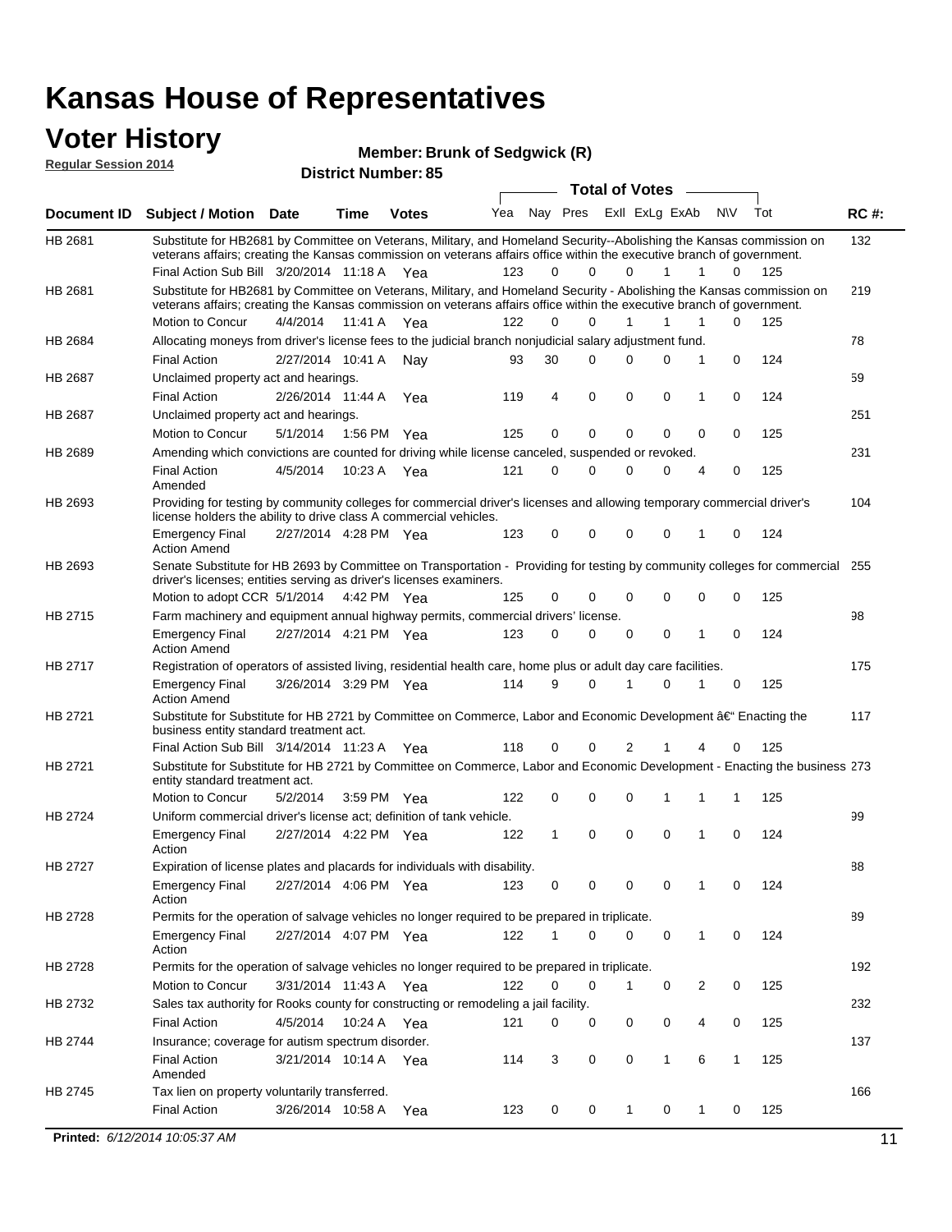# Kansas House of Representatives

## Voter History

**Regular Session 2014**

**Member: Brunk of Sedgwick (R)**

**District Number: 85**

| Document ID | Subject / Motion | Date | Time | Votes | Yea | Nay | Pres | ExII | ExLg | ExAb | N\V | Tot | RC #: |
|---|---|---|---|---|---|---|---|---|---|---|---|---|---|
| HB 2681 | Substitute for HB2681 by Committee on Veterans, Military, and Homeland Security--Abolishing the Kansas commission on veterans affairs; creating the Kansas commission on veterans affairs office within the executive branch of government. | | | | | | | | | | | | 132 |
| | Final Action Sub Bill | 3/20/2014 | 11:18 A | Yea | 123 | 0 | 0 | 0 | 1 | 1 | 0 | 125 | |
| HB 2681 | Substitute for HB2681 by Committee on Veterans, Military, and Homeland Security - Abolishing the Kansas commission on veterans affairs; creating the Kansas commission on veterans affairs office within the executive branch of government. | | | | | | | | | | | | 219 |
| | Motion to Concur | 4/4/2014 | 11:41 A | Yea | 122 | 0 | 0 | 1 | 1 | 1 | 0 | 125 | |
| HB 2684 | Allocating moneys from driver's license fees to the judicial branch nonjudicial salary adjustment fund. | | | | | | | | | | | | 78 |
| | Final Action | 2/27/2014 | 10:41 A | Nay | 93 | 30 | 0 | 0 | 0 | 1 | 0 | 124 | |
| HB 2687 | Unclaimed property act and hearings. | | | | | | | | | | | | 59 |
| | Final Action | 2/26/2014 | 11:44 A | Yea | 119 | 4 | 0 | 0 | 0 | 1 | 0 | 124 | |
| HB 2687 | Unclaimed property act and hearings. | | | | | | | | | | | | 251 |
| | Motion to Concur | 5/1/2014 | 1:56 PM | Yea | 125 | 0 | 0 | 0 | 0 | 0 | 0 | 125 | |
| HB 2689 | Amending which convictions are counted for driving while license canceled, suspended or revoked. | | | | | | | | | | | | 231 |
| | Final Action Amended | 4/5/2014 | 10:23 A | Yea | 121 | 0 | 0 | 0 | 0 | 4 | 0 | 125 | |
| HB 2693 | Providing for testing by community colleges for commercial driver's licenses and allowing temporary commercial driver's license holders the ability to drive class A commercial vehicles. | | | | | | | | | | | | 104 |
| | Emergency Final Action Amend | 2/27/2014 | 4:28 PM | Yea | 123 | 0 | 0 | 0 | 0 | 1 | 0 | 124 | |
| HB 2693 | Senate Substitute for HB 2693 by Committee on Transportation - Providing for testing by community colleges for commercial driver's licenses; entities serving as driver's licenses examiners. | | | | | | | | | | | | 255 |
| | Motion to adopt CCR | 5/1/2014 | 4:42 PM | Yea | 125 | 0 | 0 | 0 | 0 | 0 | 0 | 125 | |
| HB 2715 | Farm machinery and equipment annual highway permits, commercial drivers' license. | | | | | | | | | | | | 98 |
| | Emergency Final Action Amend | 2/27/2014 | 4:21 PM | Yea | 123 | 0 | 0 | 0 | 0 | 1 | 0 | 124 | |
| HB 2717 | Registration of operators of assisted living, residential health care, home plus or adult day care facilities. | | | | | | | | | | | | 175 |
| | Emergency Final Action Amend | 3/26/2014 | 3:29 PM | Yea | 114 | 9 | 0 | 1 | 0 | 1 | 0 | 125 | |
| HB 2721 | Substitute for Substitute for HB 2721 by Committee on Commerce, Labor and Economic Development â€" Enacting the business entity standard treatment act. | | | | | | | | | | | | 117 |
| | Final Action Sub Bill | 3/14/2014 | 11:23 A | Yea | 118 | 0 | 0 | 2 | 1 | 4 | 0 | 125 | |
| HB 2721 | Substitute for Substitute for HB 2721 by Committee on Commerce, Labor and Economic Development - Enacting the business entity standard treatment act. | | | | | | | | | | | | 273 |
| | Motion to Concur | 5/2/2014 | 3:59 PM | Yea | 122 | 0 | 0 | 0 | 1 | 1 | 1 | 125 | |
| HB 2724 | Uniform commercial driver's license act; definition of tank vehicle. | | | | | | | | | | | | 99 |
| | Emergency Final Action | 2/27/2014 | 4:22 PM | Yea | 122 | 1 | 0 | 0 | 0 | 1 | 0 | 124 | |
| HB 2727 | Expiration of license plates and placards for individuals with disability. | | | | | | | | | | | | 88 |
| | Emergency Final Action | 2/27/2014 | 4:06 PM | Yea | 123 | 0 | 0 | 0 | 0 | 1 | 0 | 124 | |
| HB 2728 | Permits for the operation of salvage vehicles no longer required to be prepared in triplicate. | | | | | | | | | | | | 89 |
| | Emergency Final Action | 2/27/2014 | 4:07 PM | Yea | 122 | 1 | 0 | 0 | 0 | 1 | 0 | 124 | |
| HB 2728 | Permits for the operation of salvage vehicles no longer required to be prepared in triplicate. | | | | | | | | | | | | 192 |
| | Motion to Concur | 3/31/2014 | 11:43 A | Yea | 122 | 0 | 0 | 1 | 0 | 2 | 0 | 125 | |
| HB 2732 | Sales tax authority for Rooks county for constructing or remodeling a jail facility. | | | | | | | | | | | | 232 |
| | Final Action | 4/5/2014 | 10:24 A | Yea | 121 | 0 | 0 | 0 | 0 | 4 | 0 | 125 | |
| HB 2744 | Insurance; coverage for autism spectrum disorder. | | | | | | | | | | | | 137 |
| | Final Action Amended | 3/21/2014 | 10:14 A | Yea | 114 | 3 | 0 | 0 | 1 | 6 | 1 | 125 | |
| HB 2745 | Tax lien on property voluntarily transferred. | | | | | | | | | | | | 166 |
| | Final Action | 3/26/2014 | 10:58 A | Yea | 123 | 0 | 0 | 1 | 0 | 1 | 0 | 125 | |

**Printed:** *6/12/2014 10:05:37 AM*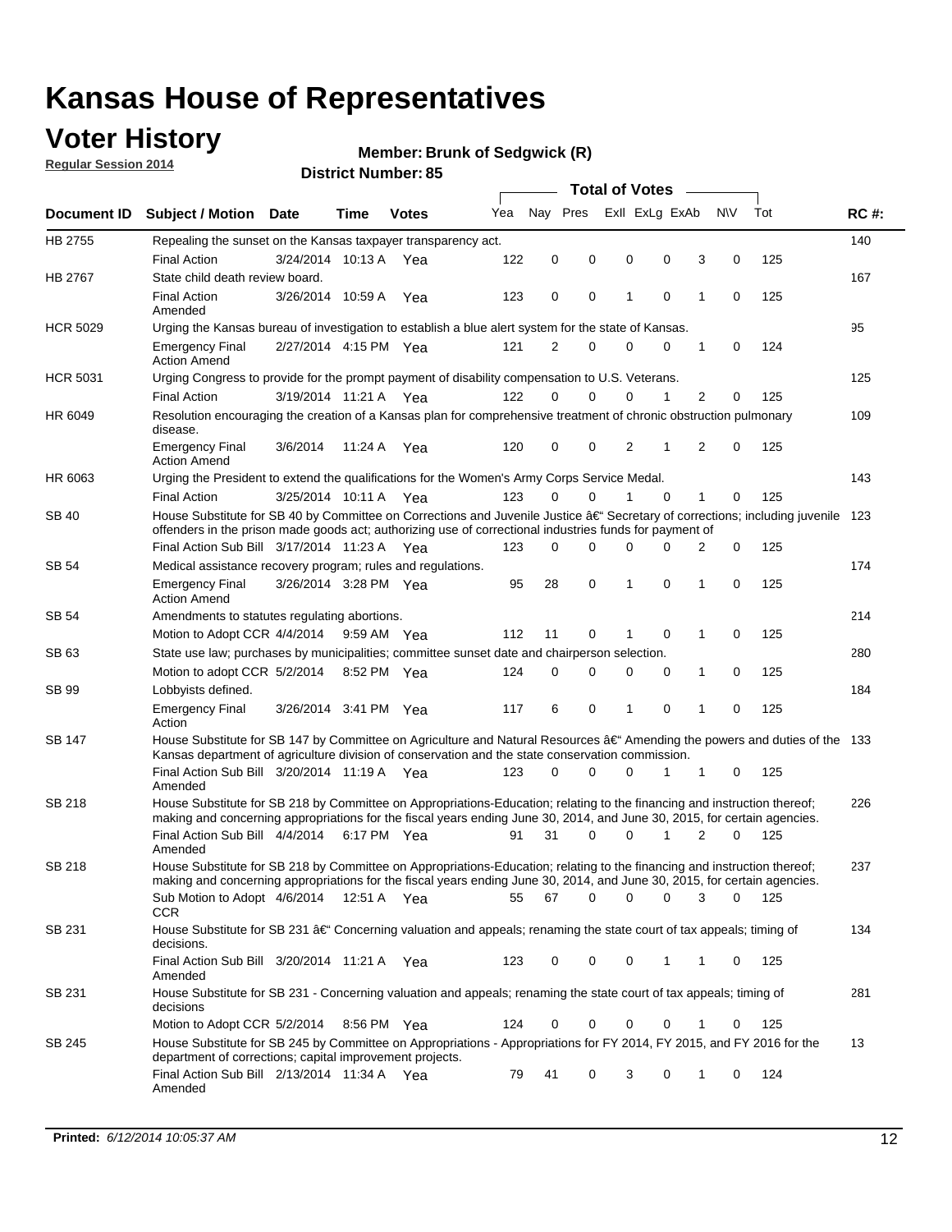# Kansas House of Representatives

## Voter History

**Regular Session 2014**

**Member: Brunk of Sedgwick (R)**

**District Number: 85**

| Document ID | Subject / Motion | Date | Time | Votes | Yea | Nay | Pres | ExII | ExLg | ExAb | N\V | Tot | RC #: |
|---|---|---|---|---|---|---|---|---|---|---|---|---|---|
| HB 2755 | Repealing the sunset on the Kansas taxpayer transparency act. | | | | | | | | | | | | 140 |
| | Final Action | 3/24/2014 | 10:13 A | Yea | 122 | 0 | 0 | 0 | 0 | 3 | 0 | 125 | |
| HB 2767 | State child death review board. | | | | | | | | | | | | 167 |
| | Final Action Amended | 3/26/2014 | 10:59 A | Yea | 123 | 0 | 0 | 1 | 0 | 1 | 0 | 125 | |
| HCR 5029 | Urging the Kansas bureau of investigation to establish a blue alert system for the state of Kansas. | | | | | | | | | | | | 95 |
| | Emergency Final Action Amend | 2/27/2014 | 4:15 PM | Yea | 121 | 2 | 0 | 0 | 0 | 1 | 0 | 124 | |
| HCR 5031 | Urging Congress to provide for the prompt payment of disability compensation to U.S. Veterans. | | | | | | | | | | | | 125 |
| | Final Action | 3/19/2014 | 11:21 A | Yea | 122 | 0 | 0 | 0 | 1 | 2 | 0 | 125 | |
| HR 6049 | Resolution encouraging the creation of a Kansas plan for comprehensive treatment of chronic obstruction pulmonary disease. | | | | | | | | | | | | 109 |
| | Emergency Final Action Amend | 3/6/2014 | 11:24 A | Yea | 120 | 0 | 0 | 2 | 1 | 2 | 0 | 125 | |
| HR 6063 | Urging the President to extend the qualifications for the Women's Army Corps Service Medal. | | | | | | | | | | | | 143 |
| | Final Action | 3/25/2014 | 10:11 A | Yea | 123 | 0 | 0 | 1 | 0 | 1 | 0 | 125 | |
| SB 40 | House Substitute for SB 40 by Committee on Corrections and Juvenile Justice â€" Secretary of corrections; including juvenile offenders in the prison made goods act; authorizing use of correctional industries funds for payment of | | | | | | | | | | | | 123 |
| | Final Action Sub Bill | 3/17/2014 | 11:23 A | Yea | 123 | 0 | 0 | 0 | 0 | 2 | 0 | 125 | |
| SB 54 | Medical assistance recovery program; rules and regulations. | | | | | | | | | | | | 174 |
| | Emergency Final Action Amend | 3/26/2014 | 3:28 PM | Yea | 95 | 28 | 0 | 1 | 0 | 1 | 0 | 125 | |
| SB 54 | Amendments to statutes regulating abortions. | | | | | | | | | | | | 214 |
| | Motion to Adopt CCR | 4/4/2014 | 9:59 AM | Yea | 112 | 11 | 0 | 1 | 0 | 1 | 0 | 125 | |
| SB 63 | State use law; purchases by municipalities; committee sunset date and chairperson selection. | | | | | | | | | | | | 280 |
| | Motion to adopt CCR | 5/2/2014 | 8:52 PM | Yea | 124 | 0 | 0 | 0 | 0 | 1 | 0 | 125 | |
| SB 99 | Lobbyists defined. | | | | | | | | | | | | 184 |
| | Emergency Final Action | 3/26/2014 | 3:41 PM | Yea | 117 | 6 | 0 | 1 | 0 | 1 | 0 | 125 | |
| SB 147 | House Substitute for SB 147 by Committee on Agriculture and Natural Resources â€" Amending the powers and duties of the Kansas department of agriculture division of conservation and the state conservation commission. | | | | | | | | | | | | 133 |
| | Final Action Sub Bill Amended | 3/20/2014 | 11:19 A | Yea | 123 | 0 | 0 | 0 | 1 | 1 | 0 | 125 | |
| SB 218 | House Substitute for SB 218 by Committee on Appropriations-Education; relating to the financing and instruction thereof; making and concerning appropriations for the fiscal years ending June 30, 2014, and June 30, 2015, for certain agencies. | | | | | | | | | | | | 226 |
| | Final Action Sub Bill Amended | 4/4/2014 | 6:17 PM | Yea | 91 | 31 | 0 | 0 | 1 | 2 | 0 | 125 | |
| SB 218 | House Substitute for SB 218 by Committee on Appropriations-Education; relating to the financing and instruction thereof; making and concerning appropriations for the fiscal years ending June 30, 2014, and June 30, 2015, for certain agencies. | | | | | | | | | | | | 237 |
| | Sub Motion to Adopt CCR | 4/6/2014 | 12:51 A | Yea | 55 | 67 | 0 | 0 | 0 | 3 | 0 | 125 | |
| SB 231 | House Substitute for SB 231 â€" Concerning valuation and appeals; renaming the state court of tax appeals; timing of decisions. | | | | | | | | | | | | 134 |
| | Final Action Sub Bill Amended | 3/20/2014 | 11:21 A | Yea | 123 | 0 | 0 | 0 | 1 | 1 | 0 | 125 | |
| SB 231 | House Substitute for SB 231 - Concerning valuation and appeals; renaming the state court of tax appeals; timing of decisions | | | | | | | | | | | | 281 |
| | Motion to Adopt CCR | 5/2/2014 | 8:56 PM | Yea | 124 | 0 | 0 | 0 | 0 | 1 | 0 | 125 | |
| SB 245 | House Substitute for SB 245 by Committee on Appropriations - Appropriations for FY 2014, FY 2015, and FY 2016 for the department of corrections; capital improvement projects. | | | | | | | | | | | | 13 |
| | Final Action Sub Bill Amended | 2/13/2014 | 11:34 A | Yea | 79 | 41 | 0 | 3 | 0 | 1 | 0 | 124 | |

**Printed:** *6/12/2014 10:05:37 AM*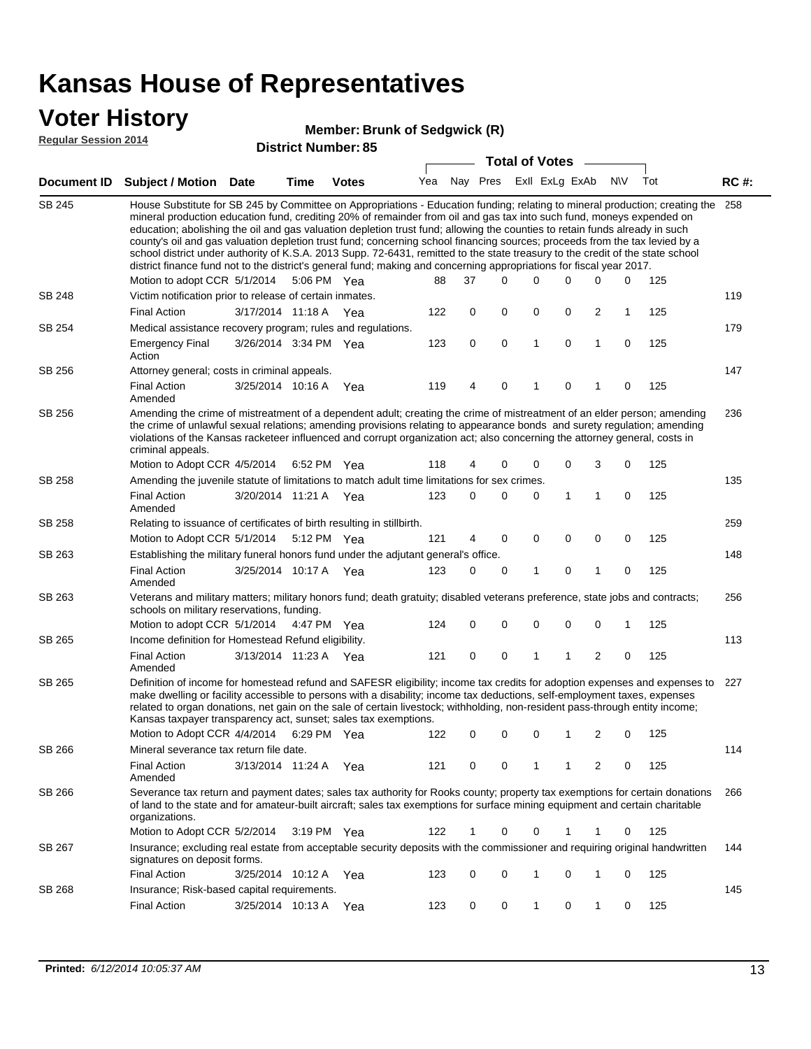# Kansas House of Representatives

## Voter History

**Regular Session 2014**

**Member: Brunk of Sedgwick (R)**

**District Number: 85**

| Document ID | Subject / Motion | Date | Time | Votes | Yea | Nay | Pres | ExII | ExLg | ExAb | N\V | Tot | RC #: |
|---|---|---|---|---|---|---|---|---|---|---|---|---|---|
| SB 245 | House Substitute for SB 245 by Committee on Appropriations - Education funding; relating to mineral production; creating the mineral production education fund, crediting 20% of remainder from oil and gas tax into such fund, moneys expended on education; abolishing the oil and gas valuation depletion trust fund; allowing the counties to retain funds already in such county's oil and gas valuation depletion trust fund; concerning school financing sources; proceeds from the tax levied by a school district under authority of K.S.A. 2013 Supp. 72-6431, remitted to the state treasury to the credit of the state school district finance fund not to the district's general fund; making and concerning appropriations for fiscal year 2017. | | | | | | | | | | | | 258 |
| | Motion to adopt CCR | 5/1/2014 | 5:06 PM | Yea | 88 | 37 | 0 | 0 | 0 | 0 | 0 | 125 | |
| SB 248 | Victim notification prior to release of certain inmates. | | | | | | | | | | | | 119 |
| | Final Action | 3/17/2014 | 11:18 A | Yea | 122 | 0 | 0 | 0 | 0 | 2 | 1 | 125 | |
| SB 254 | Medical assistance recovery program; rules and regulations. | | | | | | | | | | | | 179 |
| | Emergency Final Action | 3/26/2014 | 3:34 PM | Yea | 123 | 0 | 0 | 1 | 0 | 1 | 0 | 125 | |
| SB 256 | Attorney general; costs in criminal appeals. | | | | | | | | | | | | 147 |
| | Final Action Amended | 3/25/2014 | 10:16 A | Yea | 119 | 4 | 0 | 1 | 0 | 1 | 0 | 125 | |
| SB 256 | Amending the crime of mistreatment of a dependent adult; creating the crime of mistreatment of an elder person; amending the crime of unlawful sexual relations; amending provisions relating to appearance bonds and surety regulation; amending violations of the Kansas racketeer influenced and corrupt organization act; also concerning the attorney general, costs in criminal appeals. | | | | | | | | | | | | 236 |
| | Motion to Adopt CCR | 4/5/2014 | 6:52 PM | Yea | 118 | 4 | 0 | 0 | 0 | 3 | 0 | 125 | |
| SB 258 | Amending the juvenile statute of limitations to match adult time limitations for sex crimes. | | | | | | | | | | | | 135 |
| | Final Action Amended | 3/20/2014 | 11:21 A | Yea | 123 | 0 | 0 | 0 | 1 | 1 | 0 | 125 | |
| SB 258 | Relating to issuance of certificates of birth resulting in stillbirth. | | | | | | | | | | | | 259 |
| | Motion to Adopt CCR | 5/1/2014 | 5:12 PM | Yea | 121 | 4 | 0 | 0 | 0 | 0 | 0 | 125 | |
| SB 263 | Establishing the military funeral honors fund under the adjutant general's office. | | | | | | | | | | | | 148 |
| | Final Action Amended | 3/25/2014 | 10:17 A | Yea | 123 | 0 | 0 | 1 | 0 | 1 | 0 | 125 | |
| SB 263 | Veterans and military matters; military honors fund; death gratuity; disabled veterans preference, state jobs and contracts; schools on military reservations, funding. | | | | | | | | | | | | 256 |
| | Motion to adopt CCR | 5/1/2014 | 4:47 PM | Yea | 124 | 0 | 0 | 0 | 0 | 0 | 1 | 125 | |
| SB 265 | Income definition for Homestead Refund eligibility. | | | | | | | | | | | | 113 |
| | Final Action Amended | 3/13/2014 | 11:23 A | Yea | 121 | 0 | 0 | 1 | 1 | 2 | 0 | 125 | |
| SB 265 | Definition of income for homestead refund and SAFESR eligibility; income tax credits for adoption expenses and expenses to make dwelling or facility accessible to persons with a disability; income tax deductions, self-employment taxes, expenses related to organ donations, net gain on the sale of certain livestock; withholding, non-resident pass-through entity income; Kansas taxpayer transparency act, sunset; sales tax exemptions. | | | | | | | | | | | | 227 |
| | Motion to Adopt CCR | 4/4/2014 | 6:29 PM | Yea | 122 | 0 | 0 | 0 | 1 | 2 | 0 | 125 | |
| SB 266 | Mineral severance tax return file date. | | | | | | | | | | | | 114 |
| | Final Action Amended | 3/13/2014 | 11:24 A | Yea | 121 | 0 | 0 | 1 | 1 | 2 | 0 | 125 | |
| SB 266 | Severance tax return and payment dates; sales tax authority for Rooks county; property tax exemptions for certain donations of land to the state and for amateur-built aircraft; sales tax exemptions for surface mining equipment and certain charitable organizations. | | | | | | | | | | | | 266 |
| | Motion to Adopt CCR | 5/2/2014 | 3:19 PM | Yea | 122 | 1 | 0 | 0 | 1 | 1 | 0 | 125 | |
| SB 267 | Insurance; excluding real estate from acceptable security deposits with the commissioner and requiring original handwritten signatures on deposit forms. | | | | | | | | | | | | 144 |
| | Final Action | 3/25/2014 | 10:12 A | Yea | 123 | 0 | 0 | 1 | 0 | 1 | 0 | 125 | |
| SB 268 | Insurance; Risk-based capital requirements. | | | | | | | | | | | | 145 |
| | Final Action | 3/25/2014 | 10:13 A | Yea | 123 | 0 | 0 | 1 | 0 | 1 | 0 | 125 | |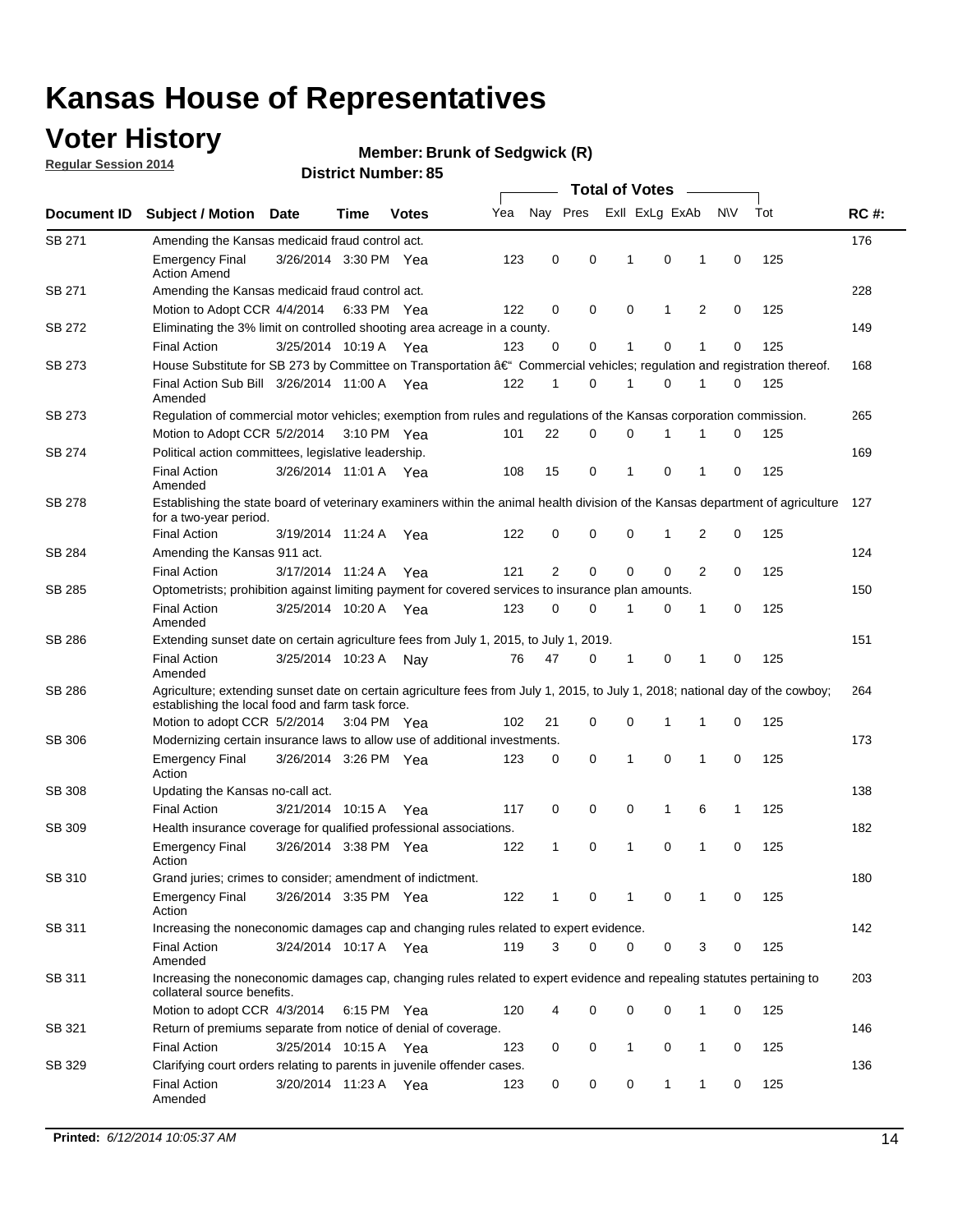# Kansas House of Representatives

## Voter History

**Regular Session 2014**

**Member: Brunk of Sedgwick (R)**

**District Number: 85**

| Document ID | Subject / Motion | Date | Time | Votes | Yea | Nay | Pres | ExII | ExLg | ExAb | N\V | Tot | RC #: |
|---|---|---|---|---|---|---|---|---|---|---|---|---|---|
| SB 271 | Amending the Kansas medicaid fraud control act. | | | | | | | | | | | | 176 |
| | Emergency Final Action Amend | 3/26/2014 | 3:30 PM | Yea | 123 | 0 | 0 | 1 | 0 | 1 | 0 | 125 | |
| SB 271 | Amending the Kansas medicaid fraud control act. | | | | | | | | | | | | 228 |
| | Motion to Adopt CCR | 4/4/2014 | 6:33 PM | Yea | 122 | 0 | 0 | 0 | 1 | 2 | 0 | 125 | |
| SB 272 | Eliminating the 3% limit on controlled shooting area acreage in a county. | | | | | | | | | | | | 149 |
| | Final Action | 3/25/2014 | 10:19 A | Yea | 123 | 0 | 0 | 1 | 0 | 1 | 0 | 125 | |
| SB 273 | House Substitute for SB 273 by Committee on Transportation â€" Commercial vehicles; regulation and registration thereof. | | | | | | | | | | | | 168 |
| | Final Action Sub Bill Amended | 3/26/2014 | 11:00 A | Yea | 122 | 1 | 0 | 1 | 0 | 1 | 0 | 125 | |
| SB 273 | Regulation of commercial motor vehicles; exemption from rules and regulations of the Kansas corporation commission. | | | | | | | | | | | | 265 |
| | Motion to Adopt CCR | 5/2/2014 | 3:10 PM | Yea | 101 | 22 | 0 | 0 | 1 | 1 | 0 | 125 | |
| SB 274 | Political action committees, legislative leadership. | | | | | | | | | | | | 169 |
| | Final Action Amended | 3/26/2014 | 11:01 A | Yea | 108 | 15 | 0 | 1 | 0 | 1 | 0 | 125 | |
| SB 278 | Establishing the state board of veterinary examiners within the animal health division of the Kansas department of agriculture for a two-year period. | | | | | | | | | | | | 127 |
| | Final Action | 3/19/2014 | 11:24 A | Yea | 122 | 0 | 0 | 0 | 1 | 2 | 0 | 125 | |
| SB 284 | Amending the Kansas 911 act. | | | | | | | | | | | | 124 |
| | Final Action | 3/17/2014 | 11:24 A | Yea | 121 | 2 | 0 | 0 | 0 | 2 | 0 | 125 | |
| SB 285 | Optometrists; prohibition against limiting payment for covered services to insurance plan amounts. | | | | | | | | | | | | 150 |
| | Final Action Amended | 3/25/2014 | 10:20 A | Yea | 123 | 0 | 0 | 1 | 0 | 1 | 0 | 125 | |
| SB 286 | Extending sunset date on certain agriculture fees from July 1, 2015, to July 1, 2019. | | | | | | | | | | | | 151 |
| | Final Action Amended | 3/25/2014 | 10:23 A | Nay | 76 | 47 | 0 | 1 | 0 | 1 | 0 | 125 | |
| SB 286 | Agriculture; extending sunset date on certain agriculture fees from July 1, 2015, to July 1, 2018; national day of the cowboy; establishing the local food and farm task force. | | | | | | | | | | | | 264 |
| | Motion to adopt CCR | 5/2/2014 | 3:04 PM | Yea | 102 | 21 | 0 | 0 | 1 | 1 | 0 | 125 | |
| SB 306 | Modernizing certain insurance laws to allow use of additional investments. | | | | | | | | | | | | 173 |
| | Emergency Final Action | 3/26/2014 | 3:26 PM | Yea | 123 | 0 | 0 | 1 | 0 | 1 | 0 | 125 | |
| SB 308 | Updating the Kansas no-call act. | | | | | | | | | | | | 138 |
| | Final Action | 3/21/2014 | 10:15 A | Yea | 117 | 0 | 0 | 0 | 1 | 6 | 1 | 125 | |
| SB 309 | Health insurance coverage for qualified professional associations. | | | | | | | | | | | | 182 |
| | Emergency Final Action | 3/26/2014 | 3:38 PM | Yea | 122 | 1 | 0 | 1 | 0 | 1 | 0 | 125 | |
| SB 310 | Grand juries; crimes to consider; amendment of indictment. | | | | | | | | | | | | 180 |
| | Emergency Final Action | 3/26/2014 | 3:35 PM | Yea | 122 | 1 | 0 | 1 | 0 | 1 | 0 | 125 | |
| SB 311 | Increasing the noneconomic damages cap and changing rules related to expert evidence. | | | | | | | | | | | | 142 |
| | Final Action Amended | 3/24/2014 | 10:17 A | Yea | 119 | 3 | 0 | 0 | 0 | 3 | 0 | 125 | |
| SB 311 | Increasing the noneconomic damages cap, changing rules related to expert evidence and repealing statutes pertaining to collateral source benefits. | | | | | | | | | | | | 203 |
| | Motion to adopt CCR | 4/3/2014 | 6:15 PM | Yea | 120 | 4 | 0 | 0 | 0 | 1 | 0 | 125 | |
| SB 321 | Return of premiums separate from notice of denial of coverage. | | | | | | | | | | | | 146 |
| | Final Action | 3/25/2014 | 10:15 A | Yea | 123 | 0 | 0 | 1 | 0 | 1 | 0 | 125 | |
| SB 329 | Clarifying court orders relating to parents in juvenile offender cases. | | | | | | | | | | | | 136 |
| | Final Action Amended | 3/20/2014 | 11:23 A | Yea | 123 | 0 | 0 | 0 | 1 | 1 | 0 | 125 | |

**Printed:** *6/12/2014 10:05:37 AM*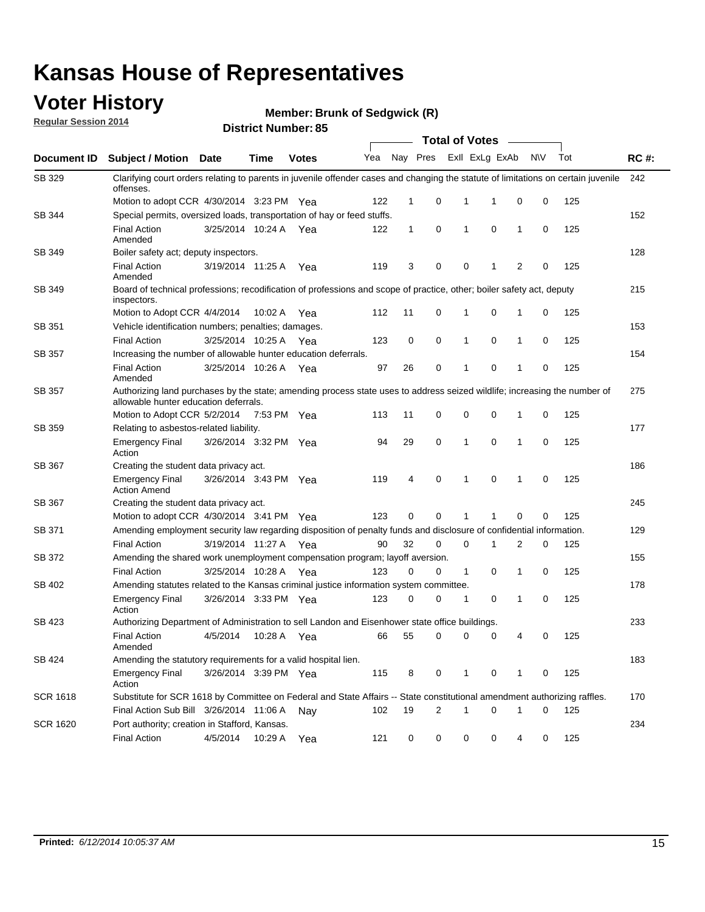# Kansas House of Representatives

## Voter History

**Regular Session 2014**

**Member: Brunk of Sedgwick (R)**

**District Number: 85**

| Document ID | Subject / Motion | Date | Time | Votes | Yea | Nay | Pres | ExII | ExLg | ExAb | N\V | Tot | RC #: |
|---|---|---|---|---|---|---|---|---|---|---|---|---|---|
| SB 329 | Clarifying court orders relating to parents in juvenile offender cases and changing the statute of limitations on certain juvenile offenses. | | | | | | | | | | | | 242 |
| | Motion to adopt CCR | 4/30/2014 | 3:23 PM | Yea | 122 | 1 | 0 | 1 | 1 | 0 | 0 | 125 | |
| SB 344 | Special permits, oversized loads, transportation of hay or feed stuffs. | | | | | | | | | | | | 152 |
| | Final Action Amended | 3/25/2014 | 10:24 A | Yea | 122 | 1 | 0 | 1 | 0 | 1 | 0 | 125 | |
| SB 349 | Boiler safety act; deputy inspectors. | | | | | | | | | | | | 128 |
| | Final Action Amended | 3/19/2014 | 11:25 A | Yea | 119 | 3 | 0 | 0 | 1 | 2 | 0 | 125 | |
| SB 349 | Board of technical professions; recodification of professions and scope of practice, other; boiler safety act, deputy inspectors. | | | | | | | | | | | | 215 |
| | Motion to Adopt CCR | 4/4/2014 | 10:02 A | Yea | 112 | 11 | 0 | 1 | 0 | 1 | 0 | 125 | |
| SB 351 | Vehicle identification numbers; penalties; damages. | | | | | | | | | | | | 153 |
| | Final Action | 3/25/2014 | 10:25 A | Yea | 123 | 0 | 0 | 1 | 0 | 1 | 0 | 125 | |
| SB 357 | Increasing the number of allowable hunter education deferrals. | | | | | | | | | | | | 154 |
| | Final Action Amended | 3/25/2014 | 10:26 A | Yea | 97 | 26 | 0 | 1 | 0 | 1 | 0 | 125 | |
| SB 357 | Authorizing land purchases by the state; amending process state uses to address seized wildlife; increasing the number of allowable hunter education deferrals. | | | | | | | | | | | | 275 |
| | Motion to Adopt CCR | 5/2/2014 | 7:53 PM | Yea | 113 | 11 | 0 | 0 | 0 | 1 | 0 | 125 | |
| SB 359 | Relating to asbestos-related liability. | | | | | | | | | | | | 177 |
| | Emergency Final Action | 3/26/2014 | 3:32 PM | Yea | 94 | 29 | 0 | 1 | 0 | 1 | 0 | 125 | |
| SB 367 | Creating the student data privacy act. | | | | | | | | | | | | 186 |
| | Emergency Final Action Amend | 3/26/2014 | 3:43 PM | Yea | 119 | 4 | 0 | 1 | 0 | 1 | 0 | 125 | |
| SB 367 | Creating the student data privacy act. | | | | | | | | | | | | 245 |
| | Motion to adopt CCR | 4/30/2014 | 3:41 PM | Yea | 123 | 0 | 0 | 1 | 1 | 0 | 0 | 125 | |
| SB 371 | Amending employment security law regarding disposition of penalty funds and disclosure of confidential information. | | | | | | | | | | | | 129 |
| | Final Action | 3/19/2014 | 11:27 A | Yea | 90 | 32 | 0 | 0 | 1 | 2 | 0 | 125 | |
| SB 372 | Amending the shared work unemployment compensation program; layoff aversion. | | | | | | | | | | | | 155 |
| | Final Action | 3/25/2014 | 10:28 A | Yea | 123 | 0 | 0 | 1 | 0 | 1 | 0 | 125 | |
| SB 402 | Amending statutes related to the Kansas criminal justice information system committee. | | | | | | | | | | | | 178 |
| | Emergency Final Action | 3/26/2014 | 3:33 PM | Yea | 123 | 0 | 0 | 1 | 0 | 1 | 0 | 125 | |
| SB 423 | Authorizing Department of Administration to sell Landon and Eisenhower state office buildings. | | | | | | | | | | | | 233 |
| | Final Action Amended | 4/5/2014 | 10:28 A | Yea | 66 | 55 | 0 | 0 | 0 | 4 | 0 | 125 | |
| SB 424 | Amending the statutory requirements for a valid hospital lien. | | | | | | | | | | | | 183 |
| | Emergency Final Action | 3/26/2014 | 3:39 PM | Yea | 115 | 8 | 0 | 1 | 0 | 1 | 0 | 125 | |
| SCR 1618 | Substitute for SCR 1618 by Committee on Federal and State Affairs -- State constitutional amendment authorizing raffles. | | | | | | | | | | | | 170 |
| | Final Action Sub Bill | 3/26/2014 | 11:06 A | Nay | 102 | 19 | 2 | 1 | 0 | 1 | 0 | 125 | |
| SCR 1620 | Port authority; creation in Stafford, Kansas. | | | | | | | | | | | | 234 |
| | Final Action | 4/5/2014 | 10:29 A | Yea | 121 | 0 | 0 | 0 | 0 | 4 | 0 | 125 | |

**Printed:** *6/12/2014 10:05:37 AM*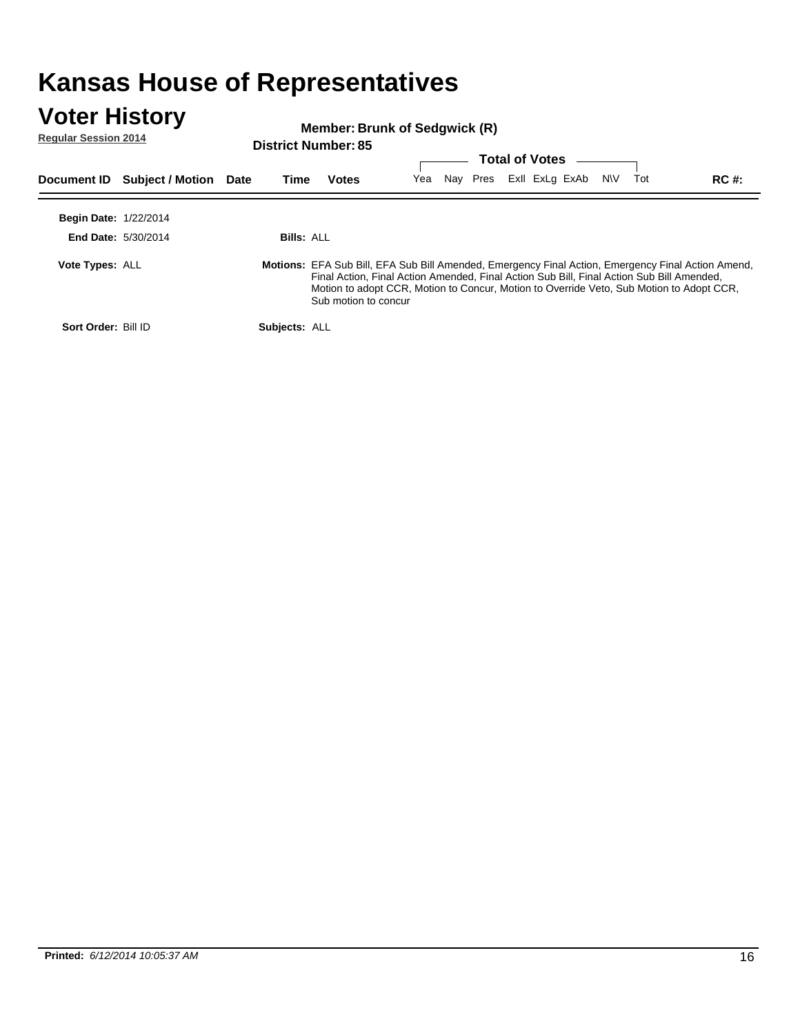# Kansas House of Representatives

## Voter History

**Regular Session 2014**

**Member: Brunk of Sedgwick (R)**

**District Number: 85**

| Document ID | Subject / Motion | Date | Time | Votes | Yea | Nay | Pres | ExIl | ExLg | ExAb | N\V | Tot | RC #: |
|---|---|---|---|---|---|---|---|---|---|---|---|---|---|

**Begin Date:** 1/22/2014

**End Date:** 5/30/2014

**Bills:** ALL

**Vote Types:** ALL

**Motions:** EFA Sub Bill, EFA Sub Bill Amended, Emergency Final Action, Emergency Final Action Amend, Final Action, Final Action Amended, Final Action Sub Bill, Final Action Sub Bill Amended, Motion to adopt CCR, Motion to Concur, Motion to Override Veto, Sub Motion to Adopt CCR, Sub motion to concur

**Sort Order:** Bill ID

**Subjects:** ALL

**Printed:** *6/12/2014 10:05:37 AM*